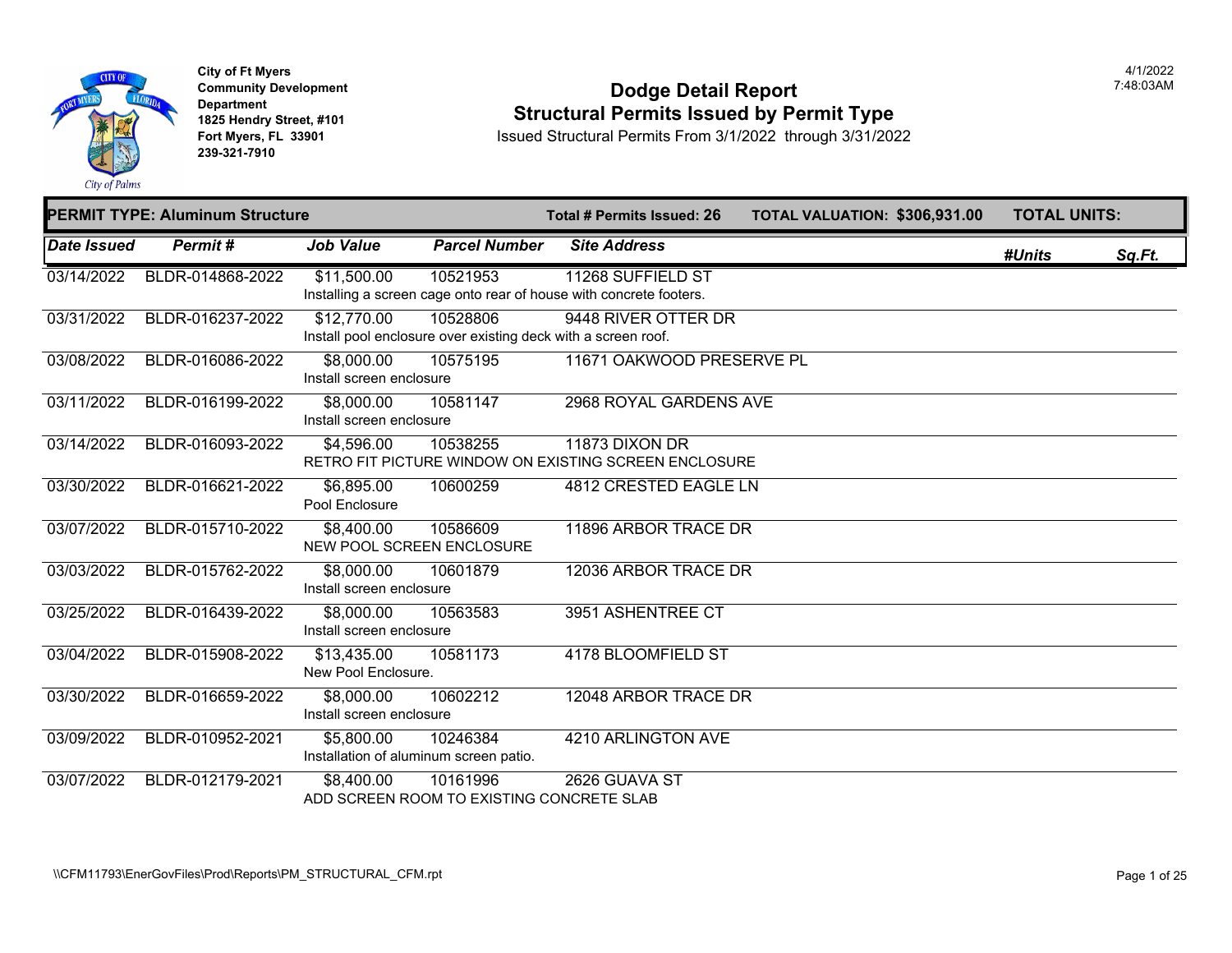City of Ft Myers
Community Development Department
1825 Hendry Street, #101
Fort Myers, FL 33901
239-321-7910

4/1/2022
7:48:03AM

# Dodge Detail Report
## Structural Permits Issued by Permit Type

Issued Structural Permits From 3/1/2022 through 3/31/2022

**PERMIT TYPE: Aluminum Structure** | **Total # Permits Issued: 26** | **TOTAL VALUATION: $306,931.00** | **TOTAL UNITS:**

| Date Issued | Permit # | Job Value | Parcel Number | Site Address | #Units | Sq.Ft. |
|---|---|---|---|---|---|---|
| 03/14/2022 | BLDR-014868-2022 | $11,500.00 | 10521953 | 11268 SUFFIELD ST | | |
| | | Installing a screen cage onto rear of house with concrete footers. | | | | |
| 03/31/2022 | BLDR-016237-2022 | $12,770.00 | 10528806 | 9448 RIVER OTTER DR | | |
| | | Install pool enclosure over existing deck with a screen roof. | | | | |
| 03/08/2022 | BLDR-016086-2022 | $8,000.00 | 10575195 | 11671 OAKWOOD PRESERVE PL | | |
| | | Install screen enclosure | | | | |
| 03/11/2022 | BLDR-016199-2022 | $8,000.00 | 10581147 | 2968 ROYAL GARDENS AVE | | |
| | | Install screen enclosure | | | | |
| 03/14/2022 | BLDR-016093-2022 | $4,596.00 | 10538255 | 11873 DIXON DR | | |
| | | RETRO FIT PICTURE WINDOW ON EXISTING SCREEN ENCLOSURE | | | | |
| 03/30/2022 | BLDR-016621-2022 | $6,895.00 | 10600259 | 4812 CRESTED EAGLE LN | | |
| | | Pool Enclosure | | | | |
| 03/07/2022 | BLDR-015710-2022 | $8,400.00 | 10586609 | 11896 ARBOR TRACE DR | | |
| | | NEW POOL SCREEN ENCLOSURE | | | | |
| 03/03/2022 | BLDR-015762-2022 | $8,000.00 | 10601879 | 12036 ARBOR TRACE DR | | |
| | | Install screen enclosure | | | | |
| 03/25/2022 | BLDR-016439-2022 | $8,000.00 | 10563583 | 3951 ASHENTREE CT | | |
| | | Install screen enclosure | | | | |
| 03/04/2022 | BLDR-015908-2022 | $13,435.00 | 10581173 | 4178 BLOOMFIELD ST | | |
| | | New Pool Enclosure. | | | | |
| 03/30/2022 | BLDR-016659-2022 | $8,000.00 | 10602212 | 12048 ARBOR TRACE DR | | |
| | | Install screen enclosure | | | | |
| 03/09/2022 | BLDR-010952-2021 | $5,800.00 | 10246384 | 4210 ARLINGTON AVE | | |
| | | Installation of aluminum screen patio. | | | | |
| 03/07/2022 | BLDR-012179-2021 | $8,400.00 | 10161996 | 2626 GUAVA ST | | |
| | | ADD SCREEN ROOM TO EXISTING CONCRETE SLAB | | | | |

\\CFM11793\EnerGovFiles\Prod\Reports\PM_STRUCTURAL_CFM.rpt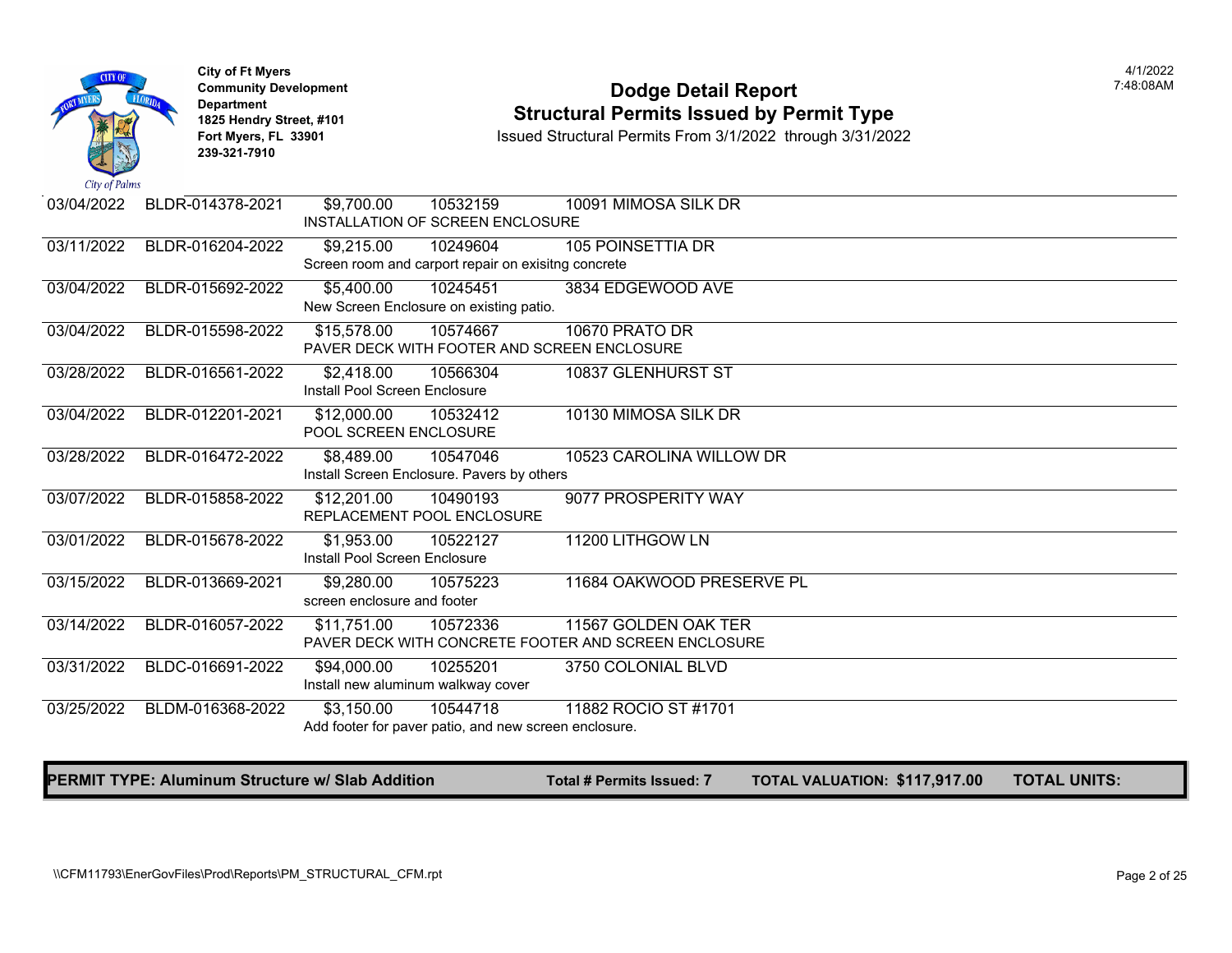City of Ft Myers
Community Development Department
1825 Hendry Street, #101
Fort Myers, FL 33901
239-321-7910

# Dodge Detail Report
## Structural Permits Issued by Permit Type

Issued Structural Permits From 3/1/2022 through 3/31/2022

4/1/2022
7:48:08AM

| Issue Date | Permit Number | Valuation | Parcel | Address | Description |
|---|---|---|---|---|---|
| 03/04/2022 | BLDR-014378-2021 | $9,700.00 | 10532159 | 10091 MIMOSA SILK DR | INSTALLATION OF SCREEN ENCLOSURE |
| 03/11/2022 | BLDR-016204-2022 | $9,215.00 | 10249604 | 105 POINSETTIA DR | Screen room and carport repair on exisitng concrete |
| 03/04/2022 | BLDR-015692-2022 | $5,400.00 | 10245451 | 3834 EDGEWOOD AVE | New Screen Enclosure on existing patio. |
| 03/04/2022 | BLDR-015598-2022 | $15,578.00 | 10574667 | 10670 PRATO DR | PAVER DECK WITH FOOTER AND SCREEN ENCLOSURE |
| 03/28/2022 | BLDR-016561-2022 | $2,418.00 | 10566304 | 10837 GLENHURST ST | Install Pool Screen Enclosure |
| 03/04/2022 | BLDR-012201-2021 | $12,000.00 | 10532412 | 10130 MIMOSA SILK DR | POOL SCREEN ENCLOSURE |
| 03/28/2022 | BLDR-016472-2022 | $8,489.00 | 10547046 | 10523 CAROLINA WILLOW DR | Install Screen Enclosure. Pavers by others |
| 03/07/2022 | BLDR-015858-2022 | $12,201.00 | 10490193 | 9077 PROSPERITY WAY | REPLACEMENT POOL ENCLOSURE |
| 03/01/2022 | BLDR-015678-2022 | $1,953.00 | 10522127 | 11200 LITHGOW LN | Install Pool Screen Enclosure |
| 03/15/2022 | BLDR-013669-2021 | $9,280.00 | 10575223 | 11684 OAKWOOD PRESERVE PL | screen enclosure and footer |
| 03/14/2022 | BLDR-016057-2022 | $11,751.00 | 10572336 | 11567 GOLDEN OAK TER | PAVER DECK WITH CONCRETE FOOTER AND SCREEN ENCLOSURE |
| 03/31/2022 | BLDC-016691-2022 | $94,000.00 | 10255201 | 3750 COLONIAL BLVD | Install new aluminum walkway cover |
| 03/25/2022 | BLDM-016368-2022 | $3,150.00 | 10544718 | 11882 ROCIO ST #1701 | Add footer for paver patio, and new screen enclosure. |

**PERMIT TYPE: Aluminum Structure w/ Slab Addition** **Total # Permits Issued: 7** **TOTAL VALUATION: $117,917.00** **TOTAL UNITS:**

\\CFM11793\EnerGovFiles\Prod\Reports\PM_STRUCTURAL_CFM.rpt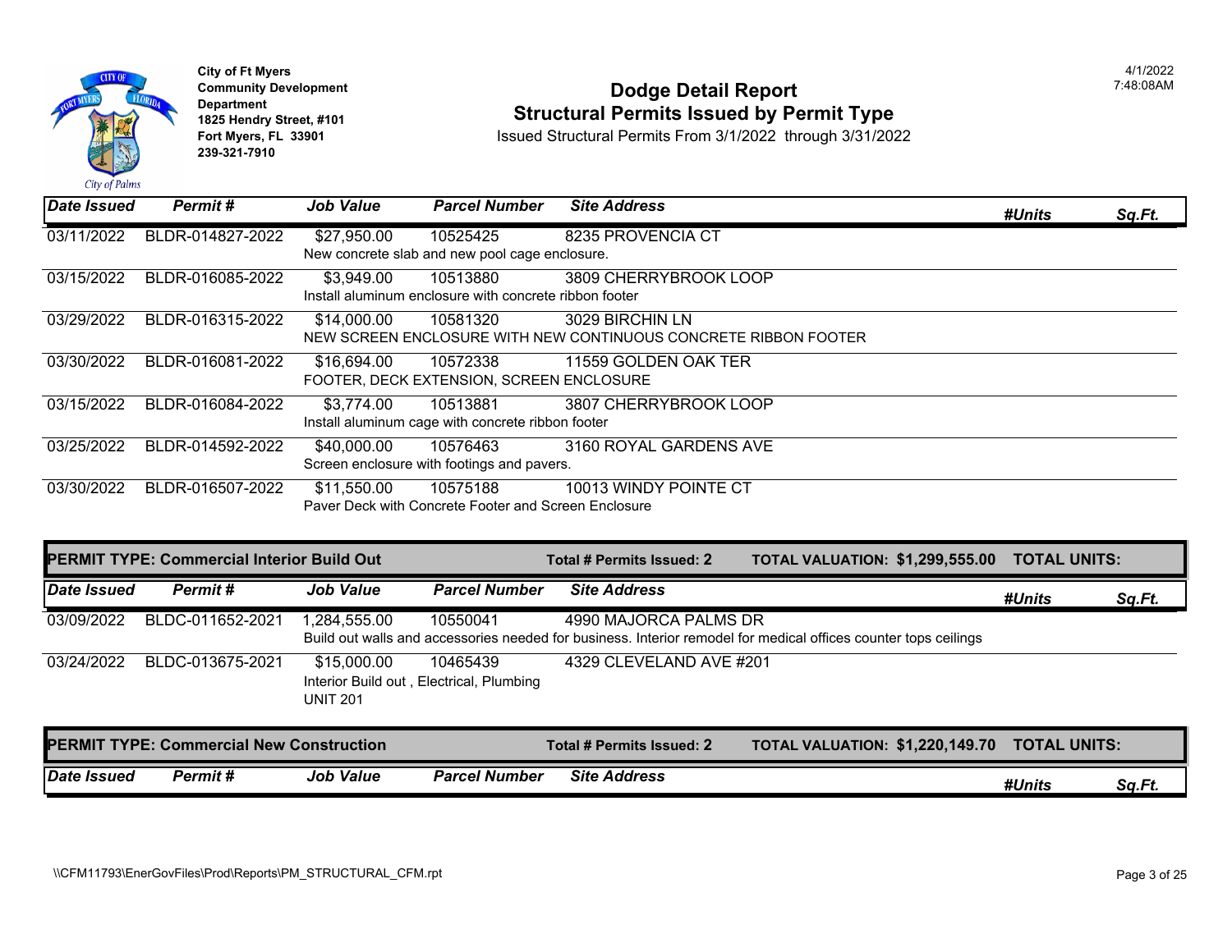**City of Ft Myers**
**Community Development Department**
**1825 Hendry Street, #101**
**Fort Myers, FL 33901**
**239-321-7910**

4/1/2022
7:48:08AM

# Dodge Detail Report
## Structural Permits Issued by Permit Type

Issued Structural Permits From 3/1/2022 through 3/31/2022

| Date Issued | Permit # | Job Value | Parcel Number | Site Address | #Units | Sq.Ft. |
|---|---|---|---|---|---|---|
| 03/11/2022 | BLDR-014827-2022 | $27,950.00 | 10525425 | 8235 PROVENCIA CT | | |
| | | New concrete slab and new pool cage enclosure. | | | | |
| 03/15/2022 | BLDR-016085-2022 | $3,949.00 | 10513880 | 3809 CHERRYBROOK LOOP | | |
| | | Install aluminum enclosure with concrete ribbon footer | | | | |
| 03/29/2022 | BLDR-016315-2022 | $14,000.00 | 10581320 | 3029 BIRCHIN LN | | |
| | | NEW SCREEN ENCLOSURE WITH NEW CONTINUOUS CONCRETE RIBBON FOOTER | | | | |
| 03/30/2022 | BLDR-016081-2022 | $16,694.00 | 10572338 | 11559 GOLDEN OAK TER | | |
| | | FOOTER, DECK EXTENSION, SCREEN ENCLOSURE | | | | |
| 03/15/2022 | BLDR-016084-2022 | $3,774.00 | 10513881 | 3807 CHERRYBROOK LOOP | | |
| | | Install aluminum cage with concrete ribbon footer | | | | |
| 03/25/2022 | BLDR-014592-2022 | $40,000.00 | 10576463 | 3160 ROYAL GARDENS AVE | | |
| | | Screen enclosure with footings and pavers. | | | | |
| 03/30/2022 | BLDR-016507-2022 | $11,550.00 | 10575188 | 10013 WINDY POINTE CT | | |
| | | Paver Deck with Concrete Footer and Screen Enclosure | | | | |

**PERMIT TYPE: Commercial Interior Build Out** — **Total # Permits Issued: 2** — **TOTAL VALUATION: $1,299,555.00** — **TOTAL UNITS:**

| Date Issued | Permit # | Job Value | Parcel Number | Site Address | #Units | Sq.Ft. |
|---|---|---|---|---|---|---|
| 03/09/2022 | BLDC-011652-2021 | 1,284,555.00 | 10550041 | 4990 MAJORCA PALMS DR | | |
| | | Build out walls and accessories needed for business. Interior remodel for medical offices counter tops ceilings | | | | |
| 03/24/2022 | BLDC-013675-2021 | $15,000.00 | 10465439 | 4329 CLEVELAND AVE #201 | | |
| | | Interior Build out , Electrical, Plumbing UNIT 201 | | | | |

**PERMIT TYPE: Commercial New Construction** — **Total # Permits Issued: 2** — **TOTAL VALUATION: $1,220,149.70** — **TOTAL UNITS:**

| Date Issued | Permit # | Job Value | Parcel Number | Site Address | #Units | Sq.Ft. |
|---|---|---|---|---|---|---|

\\CFM11793\EnerGovFiles\Prod\Reports\PM_STRUCTURAL_CFM.rpt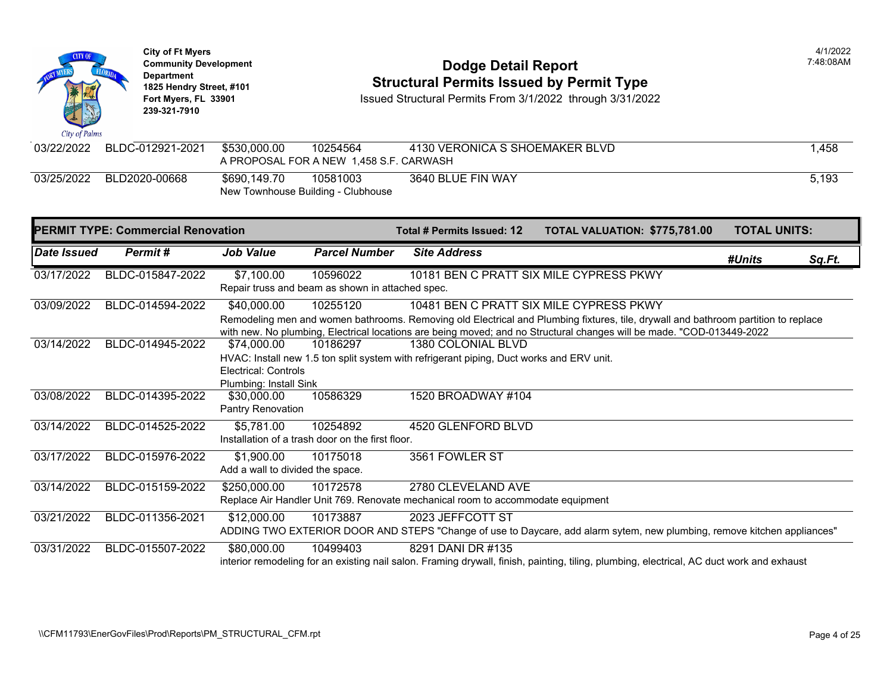**City of Ft Myers**
**Community Development Department**
**1825 Hendry Street, #101**
**Fort Myers, FL 33901**
**239-321-7910**

4/1/2022
7:48:08AM

# Dodge Detail Report
## Structural Permits Issued by Permit Type

Issued Structural Permits From 3/1/2022 through 3/31/2022

| Date Issued | Permit # | Job Value | Parcel Number | Site Address | #Units | Sq.Ft. |
|---|---|---|---|---|---|---|
| 03/22/2022 | BLDC-012921-2021 | $530,000.00 | 10254564 | 4130 VERONICA S SHOEMAKER BLVD | | 1,458 |
| | | A PROPOSAL FOR A NEW 1,458 S.F. CARWASH | | | | |
| 03/25/2022 | BLD2020-00668 | $690,149.70 | 10581003 | 3640 BLUE FIN WAY | | 5,193 |
| | | New Townhouse Building - Clubhouse | | | | |

**PERMIT TYPE: Commercial Renovation** | **Total # Permits Issued: 12** | **TOTAL VALUATION: $775,781.00** | **TOTAL UNITS:**

| *Date Issued* | *Permit #* | *Job Value* | *Parcel Number* | *Site Address* | *#Units* | *Sq.Ft.* |
|---|---|---|---|---|---|---|
| 03/17/2022 | BLDC-015847-2022 | $7,100.00 | 10596022 | 10181 BEN C PRATT SIX MILE CYPRESS PKWY | | |
| | | Repair truss and beam as shown in attached spec. | | | | |
| 03/09/2022 | BLDC-014594-2022 | $40,000.00 | 10255120 | 10481 BEN C PRATT SIX MILE CYPRESS PKWY | | |
| | | Remodeling men and women bathrooms. Removing old Electrical and Plumbing fixtures, tile, drywall and bathroom partition to replace with new. No plumbing, Electrical locations are being moved; and no Structural changes will be made. "COD-013449-2022 | | | | |
| 03/14/2022 | BLDC-014945-2022 | $74,000.00 | 10186297 | 1380 COLONIAL BLVD | | |
| | | HVAC: Install new 1.5 ton split system with refrigerant piping, Duct works and ERV unit. Electrical: Controls Plumbing: Install Sink | | | | |
| 03/08/2022 | BLDC-014395-2022 | $30,000.00 | 10586329 | 1520 BROADWAY #104 | | |
| | | Pantry Renovation | | | | |
| 03/14/2022 | BLDC-014525-2022 | $5,781.00 | 10254892 | 4520 GLENFORD BLVD | | |
| | | Installation of a trash door on the first floor. | | | | |
| 03/17/2022 | BLDC-015976-2022 | $1,900.00 | 10175018 | 3561 FOWLER ST | | |
| | | Add a wall to divided the space. | | | | |
| 03/14/2022 | BLDC-015159-2022 | $250,000.00 | 10172578 | 2780 CLEVELAND AVE | | |
| | | Replace Air Handler Unit 769. Renovate mechanical room to accommodate equipment | | | | |
| 03/21/2022 | BLDC-011356-2021 | $12,000.00 | 10173887 | 2023 JEFFCOTT ST | | |
| | | ADDING TWO EXTERIOR DOOR AND STEPS "Change of use to Daycare, add alarm sytem, new plumbing, remove kitchen appliances" | | | | |
| 03/31/2022 | BLDC-015507-2022 | $80,000.00 | 10499403 | 8291 DANI DR #135 | | |
| | | interior remodeling for an existing nail salon. Framing drywall, finish, painting, tiling, plumbing, electrical, AC duct work and exhaust | | | | |

\\CFM11793\EnerGovFiles\Prod\Reports\PM_STRUCTURAL_CFM.rpt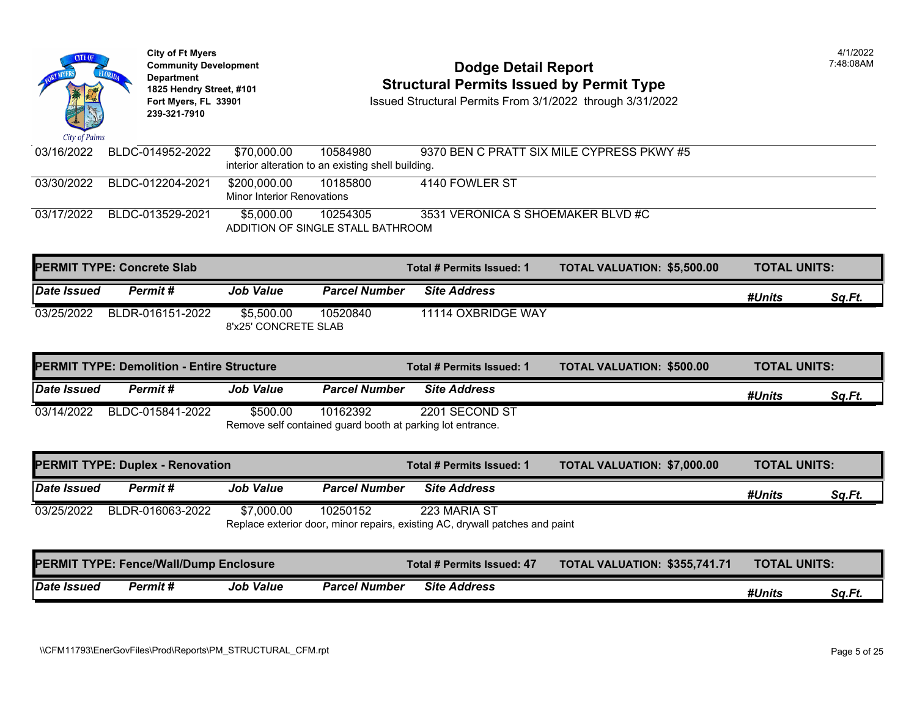| Date Issued | Permit # | Job Value | Parcel Number | Site Address | #Units | Sq.Ft. |
|---|---|---|---|---|---|---|
| 03/16/2022 | BLDC-014952-2022 | $70,000.00 | 10584980 | 9370 BEN C PRATT SIX MILE CYPRESS PKWY #5 | | |
| | | interior alteration to an existing shell building. | | | | |
| 03/30/2022 | BLDC-012204-2021 | $200,000.00 | 10185800 | 4140 FOWLER ST | | |
| | | Minor Interior Renovations | | | | |
| 03/17/2022 | BLDC-013529-2021 | $5,000.00 | 10254305 | 3531 VERONICA S SHOEMAKER BLVD #C | | |
| | | ADDITION OF SINGLE STALL BATHROOM | | | | |

**PERMIT TYPE: Concrete Slab** — Total # Permits Issued: 1 — TOTAL VALUATION: $5,500.00 — TOTAL UNITS:

| Date Issued | Permit # | Job Value | Parcel Number | Site Address | #Units | Sq.Ft. |
|---|---|---|---|---|---|---|
| 03/25/2022 | BLDR-016151-2022 | $5,500.00 | 10520840 | 11114 OXBRIDGE WAY | | |
| | | 8'x25' CONCRETE SLAB | | | | |

**PERMIT TYPE: Demolition - Entire Structure** — Total # Permits Issued: 1 — TOTAL VALUATION: $500.00 — TOTAL UNITS:

| Date Issued | Permit # | Job Value | Parcel Number | Site Address | #Units | Sq.Ft. |
|---|---|---|---|---|---|---|
| 03/14/2022 | BLDC-015841-2022 | $500.00 | 10162392 | 2201 SECOND ST | | |
| | | Remove self contained guard booth at parking lot entrance. | | | | |

**PERMIT TYPE: Duplex - Renovation** — Total # Permits Issued: 1 — TOTAL VALUATION: $7,000.00 — TOTAL UNITS:

| Date Issued | Permit # | Job Value | Parcel Number | Site Address | #Units | Sq.Ft. |
|---|---|---|---|---|---|---|
| 03/25/2022 | BLDR-016063-2022 | $7,000.00 | 10250152 | 223 MARIA ST | | |
| | | Replace exterior door, minor repairs, existing AC, drywall patches and paint | | | | |

**PERMIT TYPE: Fence/Wall/Dump Enclosure** — Total # Permits Issued: 47 — TOTAL VALUATION: $355,741.71 — TOTAL UNITS:

| Date Issued | Permit # | Job Value | Parcel Number | Site Address | #Units | Sq.Ft. |
|---|---|---|---|---|---|---|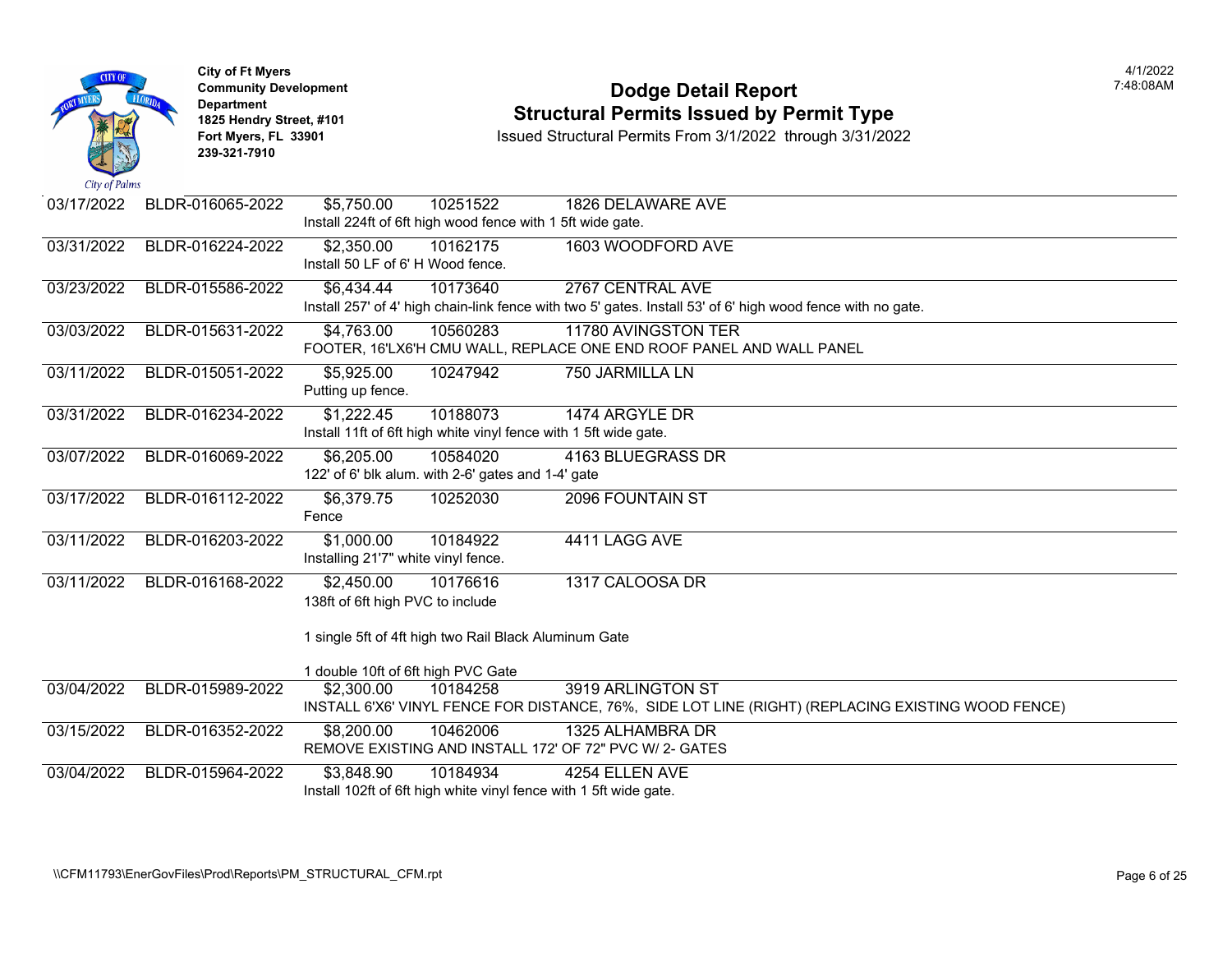City of Ft Myers
Community Development Department
1825 Hendry Street, #101
Fort Myers, FL 33901
239-321-7910

# Dodge Detail Report
## Structural Permits Issued by Permit Type

Issued Structural Permits From 3/1/2022 through 3/31/2022

4/1/2022
7:48:08AM

| Date | Permit Number | Value | Parcel | Address |
|---|---|---|---|---|
| 03/17/2022 | BLDR-016065-2022 | $5,750.00 | 10251522 | 1826 DELAWARE AVE |
| | | Install 224ft of 6ft high wood fence with 1 5ft wide gate. | | |
| 03/31/2022 | BLDR-016224-2022 | $2,350.00 | 10162175 | 1603 WOODFORD AVE |
| | | Install 50 LF of 6' H Wood fence. | | |
| 03/23/2022 | BLDR-015586-2022 | $6,434.44 | 10173640 | 2767 CENTRAL AVE |
| | | Install 257' of 4' high chain-link fence with two 5' gates. Install 53' of 6' high wood fence with no gate. | | |
| 03/03/2022 | BLDR-015631-2022 | $4,763.00 | 10560283 | 11780 AVINGSTON TER |
| | | FOOTER, 16'LX6'H CMU WALL, REPLACE ONE END ROOF PANEL AND WALL PANEL | | |
| 03/11/2022 | BLDR-015051-2022 | $5,925.00 | 10247942 | 750 JARMILLA LN |
| | | Putting up fence. | | |
| 03/31/2022 | BLDR-016234-2022 | $1,222.45 | 10188073 | 1474 ARGYLE DR |
| | | Install 11ft of 6ft high white vinyl fence with 1 5ft wide gate. | | |
| 03/07/2022 | BLDR-016069-2022 | $6,205.00 | 10584020 | 4163 BLUEGRASS DR |
| | | 122' of 6' blk alum. with 2-6' gates and 1-4' gate | | |
| 03/17/2022 | BLDR-016112-2022 | $6,379.75 | 10252030 | 2096 FOUNTAIN ST |
| | | Fence | | |
| 03/11/2022 | BLDR-016203-2022 | $1,000.00 | 10184922 | 4411 LAGG AVE |
| | | Installing 21'7" white vinyl fence. | | |
| 03/11/2022 | BLDR-016168-2022 | $2,450.00 | 10176616 | 1317 CALOOSA DR |
| | | 138ft of 6ft high PVC to include<br><br>1 single 5ft of 4ft high two Rail Black Aluminum Gate<br><br>1 double 10ft of 6ft high PVC Gate | | |
| 03/04/2022 | BLDR-015989-2022 | $2,300.00 | 10184258 | 3919 ARLINGTON ST |
| | | INSTALL 6'X6' VINYL FENCE FOR DISTANCE, 76%, SIDE LOT LINE (RIGHT) (REPLACING EXISTING WOOD FENCE) | | |
| 03/15/2022 | BLDR-016352-2022 | $8,200.00 | 10462006 | 1325 ALHAMBRA DR |
| | | REMOVE EXISTING AND INSTALL 172' OF 72" PVC W/ 2- GATES | | |
| 03/04/2022 | BLDR-015964-2022 | $3,848.90 | 10184934 | 4254 ELLEN AVE |
| | | Install 102ft of 6ft high white vinyl fence with 1 5ft wide gate. | | |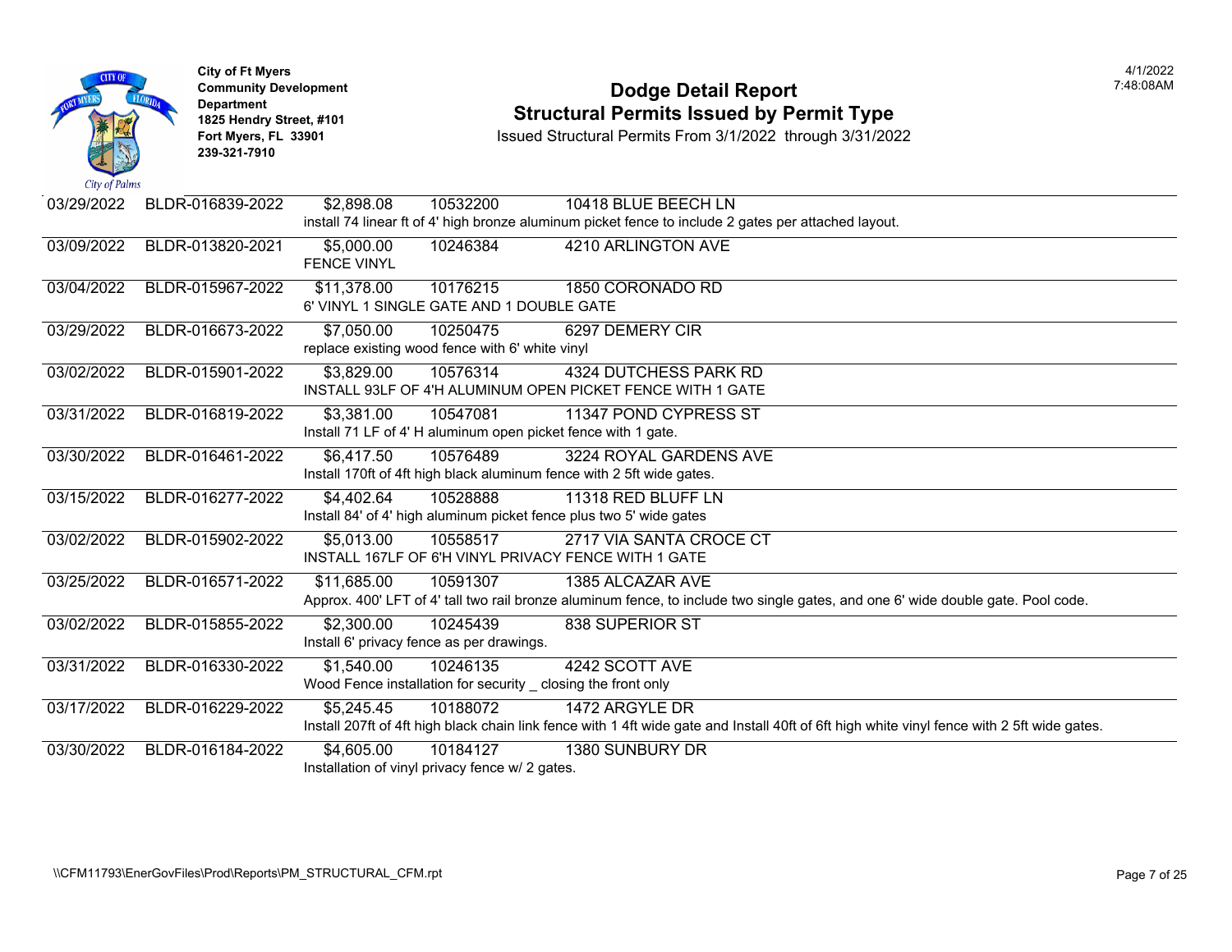City of Ft Myers
Community Development Department
1825 Hendry Street, #101
Fort Myers, FL 33901
239-321-7910

# Dodge Detail Report
## Structural Permits Issued by Permit Type

Issued Structural Permits From 3/1/2022 through 3/31/2022

4/1/2022
7:48:08AM

| Date | Permit Number | Valuation | Parcel | Address |
|---|---|---|---|---|
| 03/29/2022 | BLDR-016839-2022 | $2,898.08 | 10532200 | 10418 BLUE BEECH LN |
| | | install 74 linear ft of 4' high bronze aluminum picket fence to include 2 gates per attached layout. | | |
| 03/09/2022 | BLDR-013820-2021 | $5,000.00 | 10246384 | 4210 ARLINGTON AVE |
| | | FENCE VINYL | | |
| 03/04/2022 | BLDR-015967-2022 | $11,378.00 | 10176215 | 1850 CORONADO RD |
| | | 6' VINYL 1 SINGLE GATE AND 1 DOUBLE GATE | | |
| 03/29/2022 | BLDR-016673-2022 | $7,050.00 | 10250475 | 6297 DEMERY CIR |
| | | replace existing wood fence with 6' white vinyl | | |
| 03/02/2022 | BLDR-015901-2022 | $3,829.00 | 10576314 | 4324 DUTCHESS PARK RD |
| | | INSTALL 93LF OF 4'H ALUMINUM OPEN PICKET FENCE WITH 1 GATE | | |
| 03/31/2022 | BLDR-016819-2022 | $3,381.00 | 10547081 | 11347 POND CYPRESS ST |
| | | Install 71 LF of 4' H aluminum open picket fence with 1 gate. | | |
| 03/30/2022 | BLDR-016461-2022 | $6,417.50 | 10576489 | 3224 ROYAL GARDENS AVE |
| | | Install 170ft of 4ft high black aluminum fence with 2 5ft wide gates. | | |
| 03/15/2022 | BLDR-016277-2022 | $4,402.64 | 10528888 | 11318 RED BLUFF LN |
| | | Install 84' of 4' high aluminum picket fence plus two 5' wide gates | | |
| 03/02/2022 | BLDR-015902-2022 | $5,013.00 | 10558517 | 2717 VIA SANTA CROCE CT |
| | | INSTALL 167LF OF 6'H VINYL PRIVACY FENCE WITH 1 GATE | | |
| 03/25/2022 | BLDR-016571-2022 | $11,685.00 | 10591307 | 1385 ALCAZAR AVE |
| | | Approx. 400' LFT of 4' tall two rail bronze aluminum fence, to include two single gates, and one 6' wide double gate. Pool code. | | |
| 03/02/2022 | BLDR-015855-2022 | $2,300.00 | 10245439 | 838 SUPERIOR ST |
| | | Install 6' privacy fence as per drawings. | | |
| 03/31/2022 | BLDR-016330-2022 | $1,540.00 | 10246135 | 4242 SCOTT AVE |
| | | Wood Fence installation for security _ closing the front only | | |
| 03/17/2022 | BLDR-016229-2022 | $5,245.45 | 10188072 | 1472 ARGYLE DR |
| | | Install 207ft of 4ft high black chain link fence with 1 4ft wide gate and Install 40ft of 6ft high white vinyl fence with 2 5ft wide gates. | | |
| 03/30/2022 | BLDR-016184-2022 | $4,605.00 | 10184127 | 1380 SUNBURY DR |
| | | Installation of vinyl privacy fence w/ 2 gates. | | |

\\CFM11793\EnerGovFiles\Prod\Reports\PM_STRUCTURAL_CFM.rpt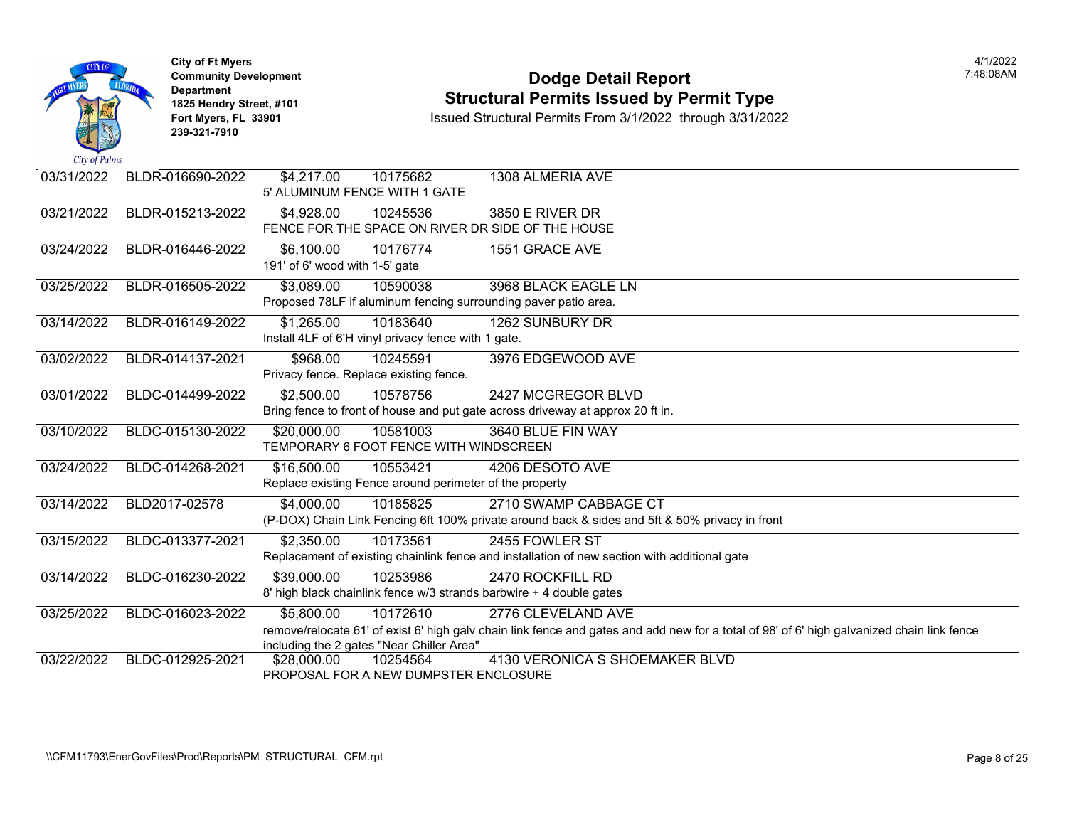City of Ft Myers
Community Development Department
1825 Hendry Street, #101
Fort Myers, FL 33901
239-321-7910

# Dodge Detail Report
## Structural Permits Issued by Permit Type

Issued Structural Permits From 3/1/2022 through 3/31/2022

4/1/2022
7:48:08AM

| Issued Date | Permit Number | Valuation | Parcel | Address | Description |
|---|---|---|---|---|---|
| 03/31/2022 | BLDR-016690-2022 | $4,217.00 | 10175682 | 1308 ALMERIA AVE | 5' ALUMINUM FENCE WITH 1 GATE |
| 03/21/2022 | BLDR-015213-2022 | $4,928.00 | 10245536 | 3850 E RIVER DR | FENCE FOR THE SPACE ON RIVER DR SIDE OF THE HOUSE |
| 03/24/2022 | BLDR-016446-2022 | $6,100.00 | 10176774 | 1551 GRACE AVE | 191' of 6' wood with 1-5' gate |
| 03/25/2022 | BLDR-016505-2022 | $3,089.00 | 10590038 | 3968 BLACK EAGLE LN | Proposed 78LF if aluminum fencing surrounding paver patio area. |
| 03/14/2022 | BLDR-016149-2022 | $1,265.00 | 10183640 | 1262 SUNBURY DR | Install 4LF of 6'H vinyl privacy fence with 1 gate. |
| 03/02/2022 | BLDR-014137-2021 | $968.00 | 10245591 | 3976 EDGEWOOD AVE | Privacy fence. Replace existing fence. |
| 03/01/2022 | BLDC-014499-2022 | $2,500.00 | 10578756 | 2427 MCGREGOR BLVD | Bring fence to front of house and put gate across driveway at approx 20 ft in. |
| 03/10/2022 | BLDC-015130-2022 | $20,000.00 | 10581003 | 3640 BLUE FIN WAY | TEMPORARY 6 FOOT FENCE WITH WINDSCREEN |
| 03/24/2022 | BLDC-014268-2021 | $16,500.00 | 10553421 | 4206 DESOTO AVE | Replace existing Fence around perimeter of the property |
| 03/14/2022 | BLD2017-02578 | $4,000.00 | 10185825 | 2710 SWAMP CABBAGE CT | (P-DOX) Chain Link Fencing 6ft 100% private around back & sides and 5ft & 50% privacy in front |
| 03/15/2022 | BLDC-013377-2021 | $2,350.00 | 10173561 | 2455 FOWLER ST | Replacement of existing chainlink fence and installation of new section with additional gate |
| 03/14/2022 | BLDC-016230-2022 | $39,000.00 | 10253986 | 2470 ROCKFILL RD | 8' high black chainlink fence w/3 strands barbwire + 4 double gates |
| 03/25/2022 | BLDC-016023-2022 | $5,800.00 | 10172610 | 2776 CLEVELAND AVE | remove/relocate 61' of exist 6' high galv chain link fence and gates and add new for a total of 98' of 6' high galvanized chain link fence including the 2 gates "Near Chiller Area" |
| 03/22/2022 | BLDC-012925-2021 | $28,000.00 | 10254564 | 4130 VERONICA S SHOEMAKER BLVD | PROPOSAL FOR A NEW DUMPSTER ENCLOSURE |

\\CFM11793\EnerGovFiles\Prod\Reports\PM_STRUCTURAL_CFM.rpt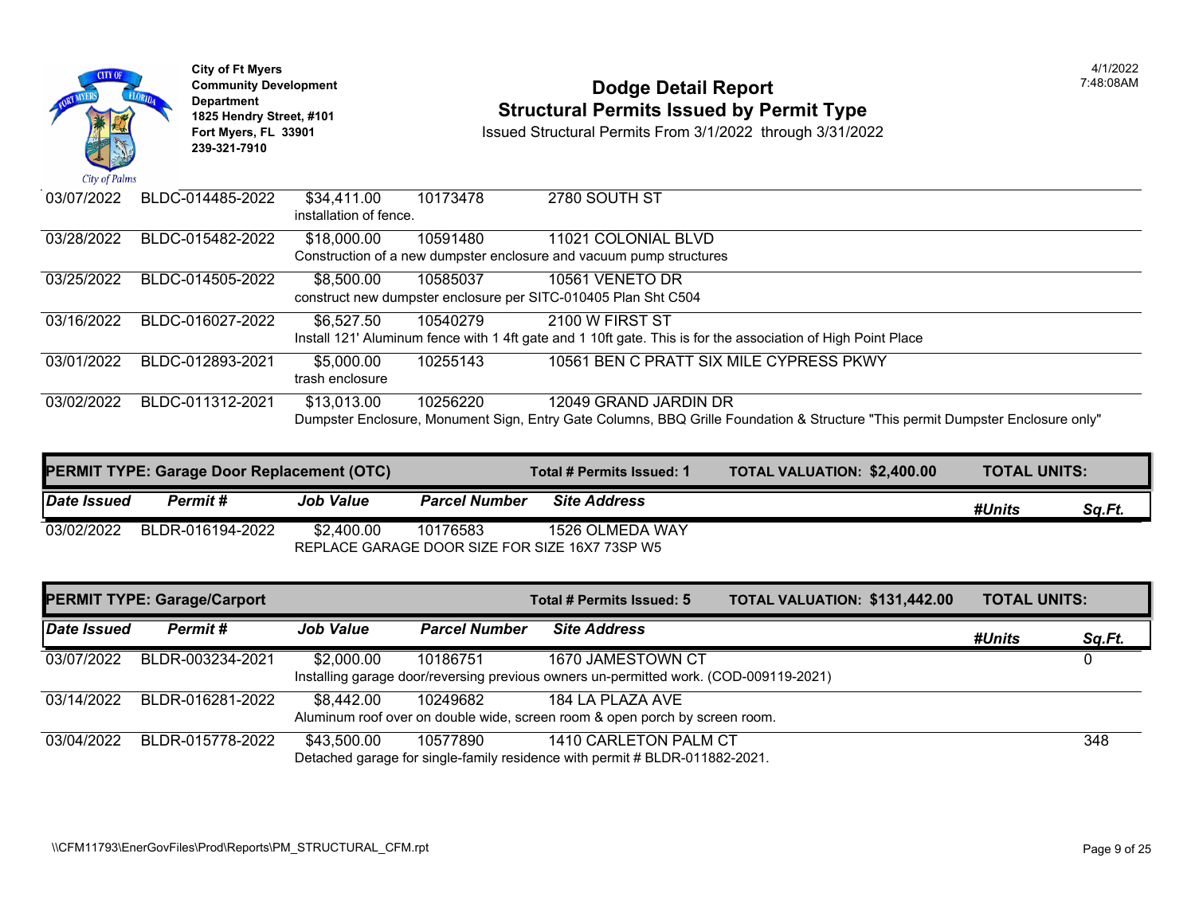| Date Issued | Permit # | Job Value | Parcel Number | Site Address | #Units | Sq.Ft. |
|---|---|---|---|---|---|---|
| 03/07/2022 | BLDC-014485-2022 | $34,411.00 | 10173478 | 2780 SOUTH ST | | |
| | installation of fence. | | | | | |
| 03/28/2022 | BLDC-015482-2022 | $18,000.00 | 10591480 | 11021 COLONIAL BLVD | | |
| | Construction of a new dumpster enclosure and vacuum pump structures | | | | | |
| 03/25/2022 | BLDC-014505-2022 | $8,500.00 | 10585037 | 10561 VENETO DR | | |
| | construct new dumpster enclosure per SITC-010405 Plan Sht C504 | | | | | |
| 03/16/2022 | BLDC-016027-2022 | $6,527.50 | 10540279 | 2100 W FIRST ST | | |
| | Install 121' Aluminum fence with 1 4ft gate and 1 10ft gate. This is for the association of High Point Place | | | | | |
| 03/01/2022 | BLDC-012893-2021 | $5,000.00 | 10255143 | 10561 BEN C PRATT SIX MILE CYPRESS PKWY | | |
| | trash enclosure | | | | | |
| 03/02/2022 | BLDC-011312-2021 | $13,013.00 | 10256220 | 12049 GRAND JARDIN DR | | |
| | Dumpster Enclosure, Monument Sign, Entry Gate Columns, BBQ Grille Foundation & Structure "This permit Dumpster Enclosure only" | | | | | |

## PERMIT TYPE: Garage Door Replacement (OTC)

**Total # Permits Issued: 1** | **TOTAL VALUATION: $2,400.00** | **TOTAL UNITS:**

| Date Issued | Permit # | Job Value | Parcel Number | Site Address | #Units | Sq.Ft. |
|---|---|---|---|---|---|---|
| 03/02/2022 | BLDR-016194-2022 | $2,400.00 | 10176583 | 1526 OLMEDA WAY | | |
| | REPLACE GARAGE DOOR SIZE FOR SIZE 16X7 73SP W5 | | | | | |

## PERMIT TYPE: Garage/Carport

**Total # Permits Issued: 5** | **TOTAL VALUATION: $131,442.00** | **TOTAL UNITS:**

| Date Issued | Permit # | Job Value | Parcel Number | Site Address | #Units | Sq.Ft. |
|---|---|---|---|---|---|---|
| 03/07/2022 | BLDR-003234-2021 | $2,000.00 | 10186751 | 1670 JAMESTOWN CT | | 0 |
| | Installing garage door/reversing previous owners un-permitted work. (COD-009119-2021) | | | | | |
| 03/14/2022 | BLDR-016281-2022 | $8,442.00 | 10249682 | 184 LA PLAZA AVE | | |
| | Aluminum roof over on double wide, screen room & open porch by screen room. | | | | | |
| 03/04/2022 | BLDR-015778-2022 | $43,500.00 | 10577890 | 1410 CARLETON PALM CT | | 348 |
| | Detached garage for single-family residence with permit # BLDR-011882-2021. | | | | | |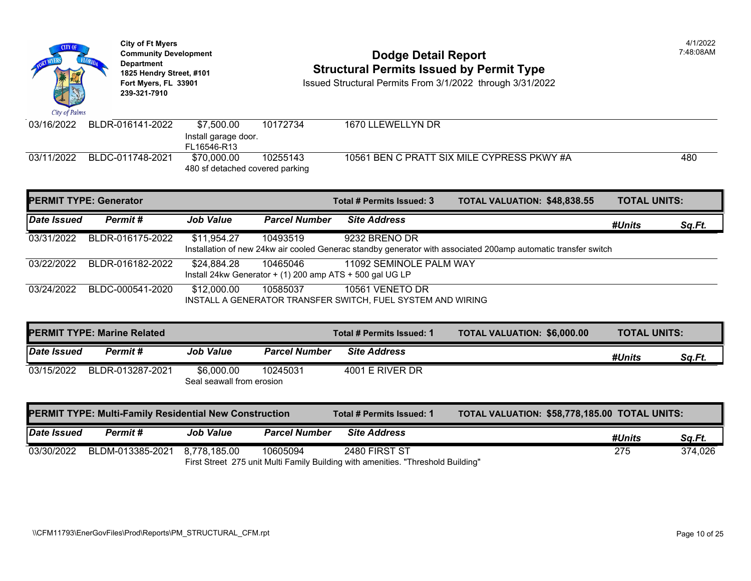City of Ft Myers
Community Development Department
1825 Hendry Street, #101
Fort Myers, FL 33901
239-321-7910

# Dodge Detail Report
## Structural Permits Issued by Permit Type

Issued Structural Permits From 3/1/2022 through 3/31/2022

4/1/2022
7:48:08AM

| Date Issued | Permit # | Job Value | Parcel Number | Site Address | #Units | Sq.Ft. |
|---|---|---|---|---|---|---|
| 03/16/2022 | BLDR-016141-2022 | $7,500.00 | 10172734 | 1670 LLEWELLYN DR | | |
| | | Install garage door. FL16546-R13 | | | | |
| 03/11/2022 | BLDC-011748-2021 | $70,000.00 | 10255143 | 10561 BEN C PRATT SIX MILE CYPRESS PKWY #A | | 480 |
| | | 480 sf detached covered parking | | | | |

**PERMIT TYPE: Generator** — Total # Permits Issued: 3 — TOTAL VALUATION: $48,838.55 — TOTAL UNITS:

| Date Issued | Permit # | Job Value | Parcel Number | Site Address | #Units | Sq.Ft. |
|---|---|---|---|---|---|---|
| 03/31/2022 | BLDR-016175-2022 | $11,954.27 | 10493519 | 9232 BRENO DR | | |
| | | Installation of new 24kw air cooled Generac standby generator with associated 200amp automatic transfer switch | | | | |
| 03/22/2022 | BLDR-016182-2022 | $24,884.28 | 10465046 | 11092 SEMINOLE PALM WAY | | |
| | | Install 24kw Generator + (1) 200 amp ATS + 500 gal UG LP | | | | |
| 03/24/2022 | BLDC-000541-2020 | $12,000.00 | 10585037 | 10561 VENETO DR | | |
| | | INSTALL A GENERATOR TRANSFER SWITCH, FUEL SYSTEM AND WIRING | | | | |

**PERMIT TYPE: Marine Related** — Total # Permits Issued: 1 — TOTAL VALUATION: $6,000.00 — TOTAL UNITS:

| Date Issued | Permit # | Job Value | Parcel Number | Site Address | #Units | Sq.Ft. |
|---|---|---|---|---|---|---|
| 03/15/2022 | BLDR-013287-2021 | $6,000.00 | 10245031 | 4001 E RIVER DR | | |
| | | Seal seawall from erosion | | | | |

**PERMIT TYPE: Multi-Family Residential New Construction** — Total # Permits Issued: 1 — TOTAL VALUATION: $58,778,185.00 — TOTAL UNITS:

| Date Issued | Permit # | Job Value | Parcel Number | Site Address | #Units | Sq.Ft. |
|---|---|---|---|---|---|---|
| 03/30/2022 | BLDM-013385-2021 | 8,778,185.00 | 10605094 | 2480 FIRST ST | 275 | 374,026 |
| | | First Street 275 unit Multi Family Building with amenities. "Threshold Building" | | | | |

\\CFM11793\EnerGovFiles\Prod\Reports\PM_STRUCTURAL_CFM.rpt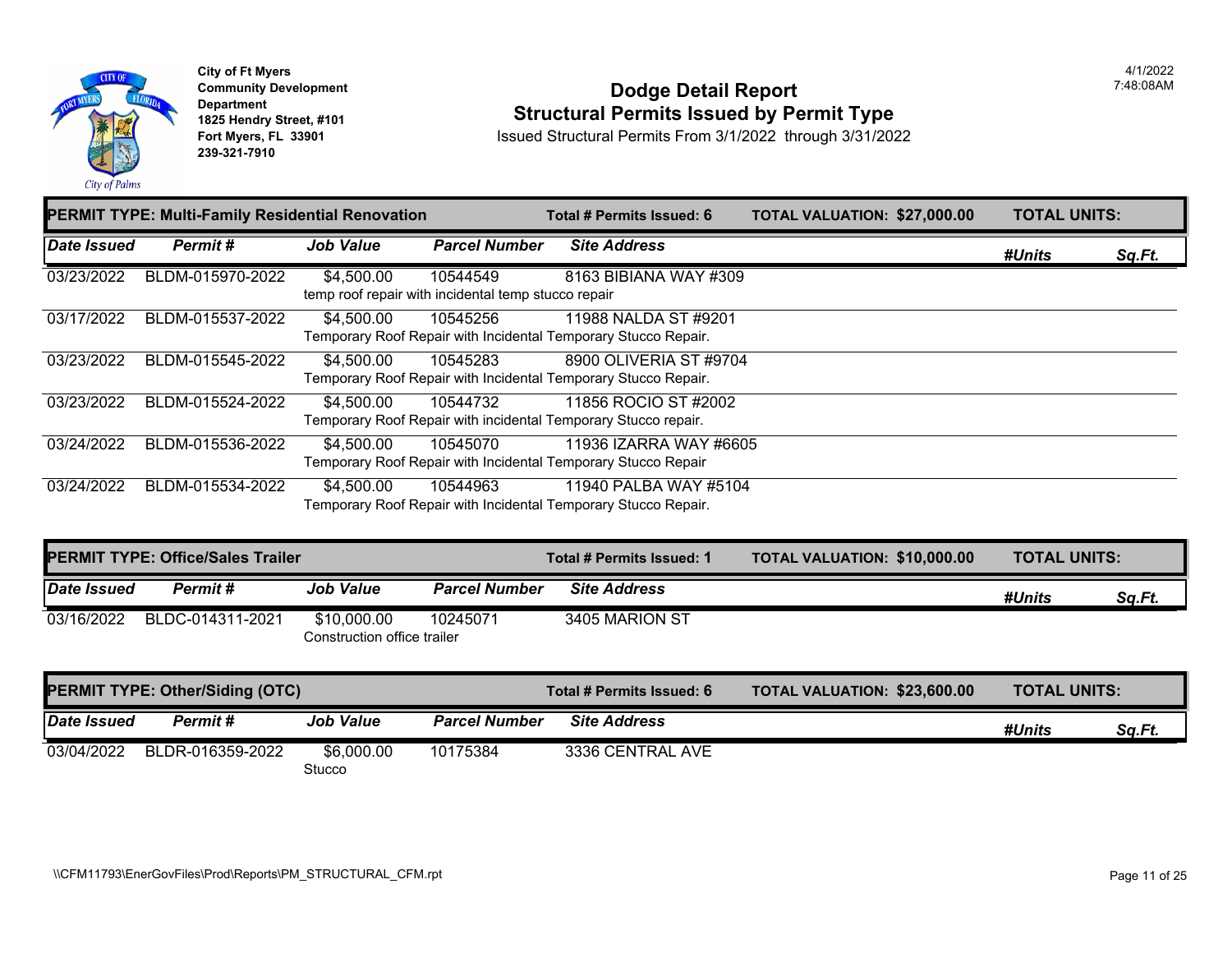City of Ft Myers
Community Development Department
1825 Hendry Street, #101
Fort Myers, FL 33901
239-321-7910

# Dodge Detail Report
## Structural Permits Issued by Permit Type

Issued Structural Permits From 3/1/2022 through 3/31/2022

4/1/2022
7:48:08AM

**PERMIT TYPE: Multi-Family Residential Renovation** | **Total # Permits Issued: 6** | **TOTAL VALUATION: $27,000.00** | **TOTAL UNITS:**

| Date Issued | Permit # | Job Value | Parcel Number | Site Address | #Units | Sq.Ft. |
|---|---|---|---|---|---|---|
| 03/23/2022 | BLDM-015970-2022 | $4,500.00 | 10544549 | 8163 BIBIANA WAY #309 | | |
| | | temp roof repair with incidental temp stucco repair | | | | |
| 03/17/2022 | BLDM-015537-2022 | $4,500.00 | 10545256 | 11988 NALDA ST #9201 | | |
| | | Temporary Roof Repair with Incidental Temporary Stucco Repair. | | | | |
| 03/23/2022 | BLDM-015545-2022 | $4,500.00 | 10545283 | 8900 OLIVERIA ST #9704 | | |
| | | Temporary Roof Repair with Incidental Temporary Stucco Repair. | | | | |
| 03/23/2022 | BLDM-015524-2022 | $4,500.00 | 10544732 | 11856 ROCIO ST #2002 | | |
| | | Temporary Roof Repair with incidental Temporary Stucco repair. | | | | |
| 03/24/2022 | BLDM-015536-2022 | $4,500.00 | 10545070 | 11936 IZARRA WAY #6605 | | |
| | | Temporary Roof Repair with Incidental Temporary Stucco Repair | | | | |
| 03/24/2022 | BLDM-015534-2022 | $4,500.00 | 10544963 | 11940 PALBA WAY #5104 | | |
| | | Temporary Roof Repair with Incidental Temporary Stucco Repair. | | | | |

**PERMIT TYPE: Office/Sales Trailer** | **Total # Permits Issued: 1** | **TOTAL VALUATION: $10,000.00** | **TOTAL UNITS:**

| Date Issued | Permit # | Job Value | Parcel Number | Site Address | #Units | Sq.Ft. |
|---|---|---|---|---|---|---|
| 03/16/2022 | BLDC-014311-2021 | $10,000.00 | 10245071 | 3405 MARION ST | | |
| | | Construction office trailer | | | | |

**PERMIT TYPE: Other/Siding (OTC)** | **Total # Permits Issued: 6** | **TOTAL VALUATION: $23,600.00** | **TOTAL UNITS:**

| Date Issued | Permit # | Job Value | Parcel Number | Site Address | #Units | Sq.Ft. |
|---|---|---|---|---|---|---|
| 03/04/2022 | BLDR-016359-2022 | $6,000.00 | 10175384 | 3336 CENTRAL AVE | | |
| | | Stucco | | | | |

\\CFM11793\EnerGovFiles\Prod\Reports\PM_STRUCTURAL_CFM.rpt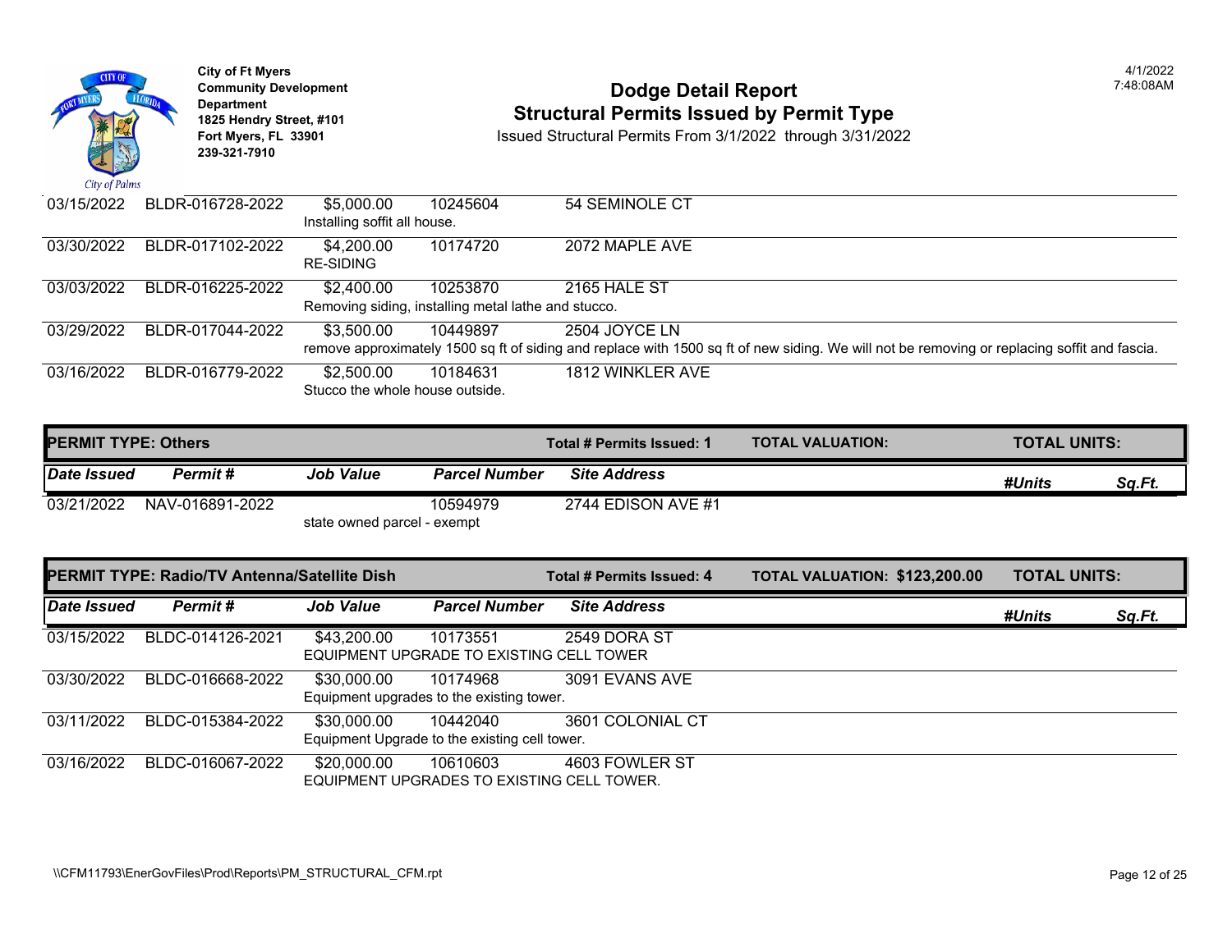City of Ft Myers
Community Development Department
1825 Hendry Street, #101
Fort Myers, FL 33901
239-321-7910

# Dodge Detail Report
## Structural Permits Issued by Permit Type

Issued Structural Permits From 3/1/2022 through 3/31/2022

4/1/2022
7:48:08AM

| Date Issued | Permit # | Job Value | Parcel Number | Site Address |
|---|---|---|---|---|
| 03/15/2022 | BLDR-016728-2022 | $5,000.00 | 10245604 | 54 SEMINOLE CT |
| | | Installing soffit all house. | | |
| 03/30/2022 | BLDR-017102-2022 | $4,200.00 | 10174720 | 2072 MAPLE AVE |
| | | RE-SIDING | | |
| 03/03/2022 | BLDR-016225-2022 | $2,400.00 | 10253870 | 2165 HALE ST |
| | | Removing siding, installing metal lathe and stucco. | | |
| 03/29/2022 | BLDR-017044-2022 | $3,500.00 | 10449897 | 2504 JOYCE LN |
| | | remove approximately 1500 sq ft of siding and replace with 1500 sq ft of new siding. We will not be removing or replacing soffit and fascia. | | |
| 03/16/2022 | BLDR-016779-2022 | $2,500.00 | 10184631 | 1812 WINKLER AVE |
| | | Stucco the whole house outside. | | |

**PERMIT TYPE: Others** — Total # Permits Issued: 1 — TOTAL VALUATION: — TOTAL UNITS:

| Date Issued | Permit # | Job Value | Parcel Number | Site Address | #Units | Sq.Ft. |
|---|---|---|---|---|---|---|
| 03/21/2022 | NAV-016891-2022 | | 10594979 | 2744 EDISON AVE #1 | | |
| | | state owned parcel - exempt | | | | |

**PERMIT TYPE: Radio/TV Antenna/Satellite Dish** — Total # Permits Issued: 4 — TOTAL VALUATION: $123,200.00 — TOTAL UNITS:

| Date Issued | Permit # | Job Value | Parcel Number | Site Address | #Units | Sq.Ft. |
|---|---|---|---|---|---|---|
| 03/15/2022 | BLDC-014126-2021 | $43,200.00 | 10173551 | 2549 DORA ST | | |
| | | EQUIPMENT UPGRADE TO EXISTING CELL TOWER | | | | |
| 03/30/2022 | BLDC-016668-2022 | $30,000.00 | 10174968 | 3091 EVANS AVE | | |
| | | Equipment upgrades to the existing tower. | | | | |
| 03/11/2022 | BLDC-015384-2022 | $30,000.00 | 10442040 | 3601 COLONIAL CT | | |
| | | Equipment Upgrade to the existing cell tower. | | | | |
| 03/16/2022 | BLDC-016067-2022 | $20,000.00 | 10610603 | 4603 FOWLER ST | | |
| | | EQUIPMENT UPGRADES TO EXISTING CELL TOWER. | | | | |

\\CFM11793\EnerGovFiles\Prod\Reports\PM_STRUCTURAL_CFM.rpt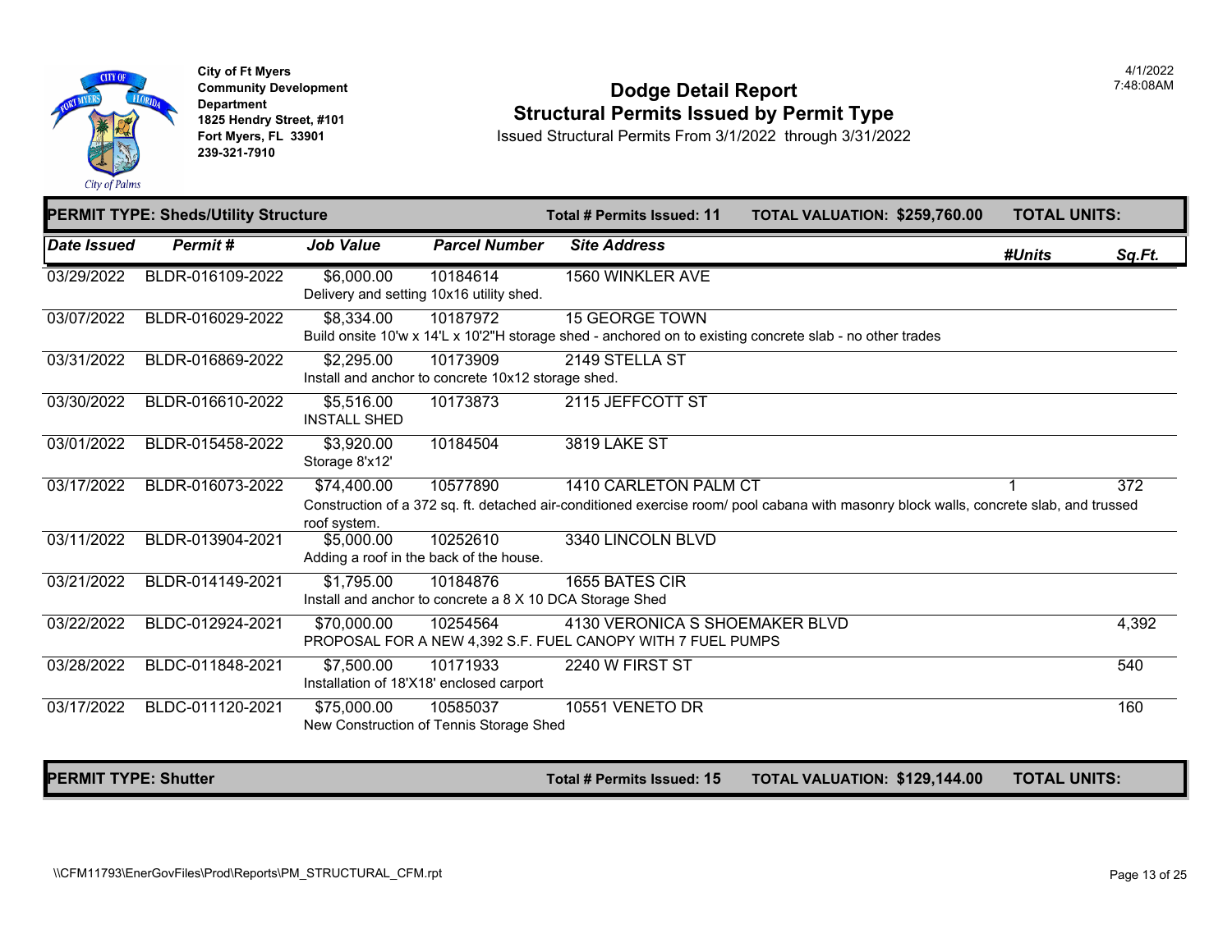**City of Ft Myers**
**Community Development Department**
**1825 Hendry Street, #101**
**Fort Myers, FL 33901**
**239-321-7910**

4/1/2022
7:48:08AM

# Dodge Detail Report
## Structural Permits Issued by Permit Type

Issued Structural Permits From 3/1/2022 through 3/31/2022

**PERMIT TYPE: Sheds/Utility Structure** — **Total # Permits Issued: 11** — **TOTAL VALUATION: $259,760.00** — **TOTAL UNITS:**

| Date Issued | Permit # | Job Value | Parcel Number | Site Address | #Units | Sq.Ft. |
|---|---|---|---|---|---|---|
| 03/29/2022 | BLDR-016109-2022 | $6,000.00 | 10184614 | 1560 WINKLER AVE | | |
| | | Delivery and setting 10x16 utility shed. | | | | |
| 03/07/2022 | BLDR-016029-2022 | $8,334.00 | 10187972 | 15 GEORGE TOWN | | |
| | | Build onsite 10'w x 14'L x 10'2"H storage shed - anchored on to existing concrete slab - no other trades | | | | |
| 03/31/2022 | BLDR-016869-2022 | $2,295.00 | 10173909 | 2149 STELLA ST | | |
| | | Install and anchor to concrete 10x12 storage shed. | | | | |
| 03/30/2022 | BLDR-016610-2022 | $5,516.00 | 10173873 | 2115 JEFFCOTT ST | | |
| | | INSTALL SHED | | | | |
| 03/01/2022 | BLDR-015458-2022 | $3,920.00 | 10184504 | 3819 LAKE ST | | |
| | | Storage 8'x12' | | | | |
| 03/17/2022 | BLDR-016073-2022 | $74,400.00 | 10577890 | 1410 CARLETON PALM CT | 1 | 372 |
| | | Construction of a 372 sq. ft. detached air-conditioned exercise room/ pool cabana with masonry block walls, concrete slab, and trussed roof system. | | | | |
| 03/11/2022 | BLDR-013904-2021 | $5,000.00 | 10252610 | 3340 LINCOLN BLVD | | |
| | | Adding a roof in the back of the house. | | | | |
| 03/21/2022 | BLDR-014149-2021 | $1,795.00 | 10184876 | 1655 BATES CIR | | |
| | | Install and anchor to concrete a 8 X 10 DCA Storage Shed | | | | |
| 03/22/2022 | BLDC-012924-2021 | $70,000.00 | 10254564 | 4130 VERONICA S SHOEMAKER BLVD | | 4,392 |
| | | PROPOSAL FOR A NEW 4,392 S.F. FUEL CANOPY WITH 7 FUEL PUMPS | | | | |
| 03/28/2022 | BLDC-011848-2021 | $7,500.00 | 10171933 | 2240 W FIRST ST | | 540 |
| | | Installation of 18'X18' enclosed carport | | | | |
| 03/17/2022 | BLDC-011120-2021 | $75,000.00 | 10585037 | 10551 VENETO DR | | 160 |
| | | New Construction of Tennis Storage Shed | | | | |

**PERMIT TYPE: Shutter** — **Total # Permits Issued: 15** — **TOTAL VALUATION: $129,144.00** — **TOTAL UNITS:**

\\CFM11793\EnerGovFiles\Prod\Reports\PM_STRUCTURAL_CFM.rpt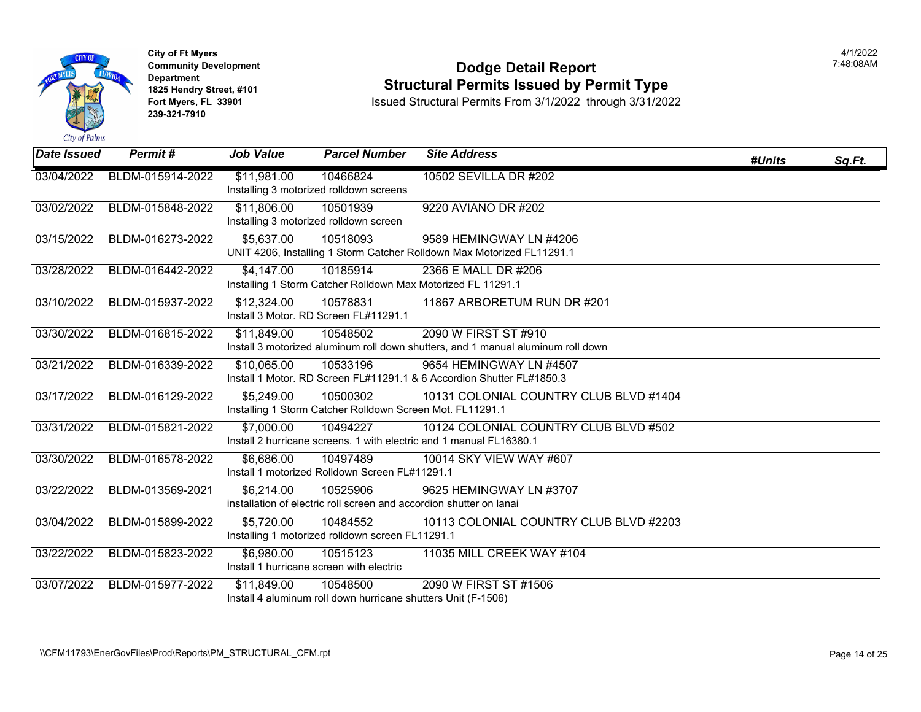City of Ft Myers
Community Development Department
1825 Hendry Street, #101
Fort Myers, FL 33901
239-321-7910

# Dodge Detail Report
## Structural Permits Issued by Permit Type

Issued Structural Permits From 3/1/2022 through 3/31/2022

4/1/2022
7:48:08AM

| Date Issued | Permit # | Job Value | Parcel Number | Site Address | #Units | Sq.Ft. |
|---|---|---|---|---|---|---|
| 03/04/2022 | BLDM-015914-2022 | $11,981.00 | 10466824 | 10502 SEVILLA DR #202 | | |
| | | Installing 3 motorized rolldown screens | | | | |
| 03/02/2022 | BLDM-015848-2022 | $11,806.00 | 10501939 | 9220 AVIANO DR #202 | | |
| | | Installing 3 motorized rolldown screen | | | | |
| 03/15/2022 | BLDM-016273-2022 | $5,637.00 | 10518093 | 9589 HEMINGWAY LN #4206 | | |
| | | UNIT 4206, Installing 1 Storm Catcher Rolldown Max Motorized FL11291.1 | | | | |
| 03/28/2022 | BLDM-016442-2022 | $4,147.00 | 10185914 | 2366 E MALL DR #206 | | |
| | | Installing 1 Storm Catcher Rolldown Max Motorized FL 11291.1 | | | | |
| 03/10/2022 | BLDM-015937-2022 | $12,324.00 | 10578831 | 11867 ARBORETUM RUN DR #201 | | |
| | | Install 3 Motor. RD Screen FL#11291.1 | | | | |
| 03/30/2022 | BLDM-016815-2022 | $11,849.00 | 10548502 | 2090 W FIRST ST #910 | | |
| | | Install 3 motorized aluminum roll down shutters, and 1 manual aluminum roll down | | | | |
| 03/21/2022 | BLDM-016339-2022 | $10,065.00 | 10533196 | 9654 HEMINGWAY LN #4507 | | |
| | | Install 1 Motor. RD Screen FL#11291.1 & 6 Accordion Shutter FL#1850.3 | | | | |
| 03/17/2022 | BLDM-016129-2022 | $5,249.00 | 10500302 | 10131 COLONIAL COUNTRY CLUB BLVD #1404 | | |
| | | Installing 1 Storm Catcher Rolldown Screen Mot. FL11291.1 | | | | |
| 03/31/2022 | BLDM-015821-2022 | $7,000.00 | 10494227 | 10124 COLONIAL COUNTRY CLUB BLVD #502 | | |
| | | Install 2 hurricane screens. 1 with electric and 1 manual FL16380.1 | | | | |
| 03/30/2022 | BLDM-016578-2022 | $6,686.00 | 10497489 | 10014 SKY VIEW WAY #607 | | |
| | | Install 1 motorized Rolldown Screen FL#11291.1 | | | | |
| 03/22/2022 | BLDM-013569-2021 | $6,214.00 | 10525906 | 9625 HEMINGWAY LN #3707 | | |
| | | installation of electric roll screen and accordion shutter on lanai | | | | |
| 03/04/2022 | BLDM-015899-2022 | $5,720.00 | 10484552 | 10113 COLONIAL COUNTRY CLUB BLVD #2203 | | |
| | | Installing 1 motorized rolldown screen FL11291.1 | | | | |
| 03/22/2022 | BLDM-015823-2022 | $6,980.00 | 10515123 | 11035 MILL CREEK WAY #104 | | |
| | | Install 1 hurricane screen with electric | | | | |
| 03/07/2022 | BLDM-015977-2022 | $11,849.00 | 10548500 | 2090 W FIRST ST #1506 | | |
| | | Install 4 aluminum roll down hurricane shutters Unit (F-1506) | | | | |

\\CFM11793\EnerGovFiles\Prod\Reports\PM_STRUCTURAL_CFM.rpt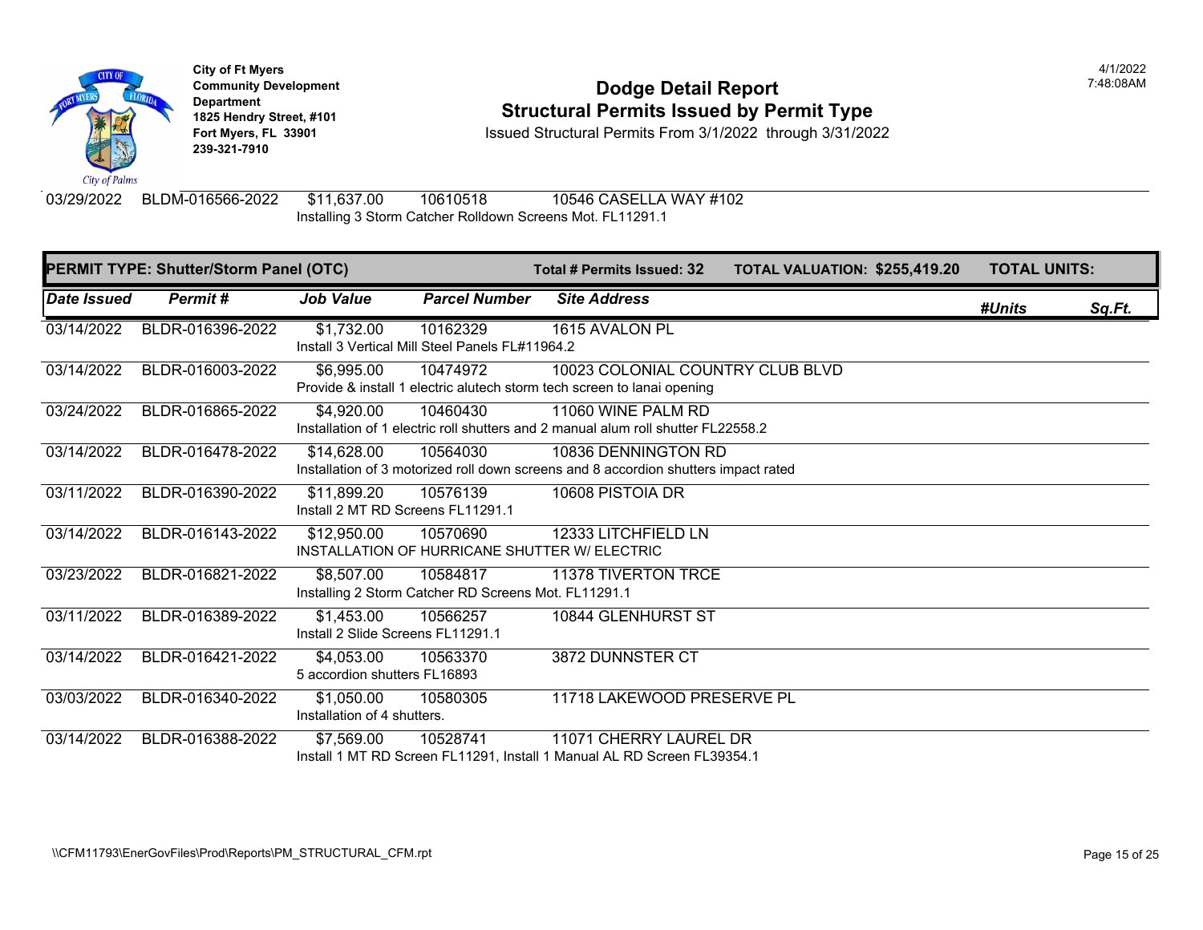| Date Issued | Permit # | Job Value | Parcel Number | Site Address | #Units | Sq.Ft. |
|---|---|---|---|---|---|---|
| 03/29/2022 | BLDM-016566-2022 | $11,637.00 | 10610518 | 10546 CASELLA WAY #102 | | |
| | | Installing 3 Storm Catcher Rolldown Screens Mot. FL11291.1 | | | | |

**PERMIT TYPE: Shutter/Storm Panel (OTC)** — **Total # Permits Issued: 32** — **TOTAL VALUATION: $255,419.20** — **TOTAL UNITS:**

| Date Issued | Permit # | Job Value | Parcel Number | Site Address | #Units | Sq.Ft. |
|---|---|---|---|---|---|---|
| 03/14/2022 | BLDR-016396-2022 | $1,732.00 | 10162329 | 1615 AVALON PL | | |
| | | Install 3 Vertical Mill Steel Panels FL#11964.2 | | | | |
| 03/14/2022 | BLDR-016003-2022 | $6,995.00 | 10474972 | 10023 COLONIAL COUNTRY CLUB BLVD | | |
| | | Provide & install 1 electric alutech storm tech screen to lanai opening | | | | |
| 03/24/2022 | BLDR-016865-2022 | $4,920.00 | 10460430 | 11060 WINE PALM RD | | |
| | | Installation of 1 electric roll shutters and 2 manual alum roll shutter FL22558.2 | | | | |
| 03/14/2022 | BLDR-016478-2022 | $14,628.00 | 10564030 | 10836 DENNINGTON RD | | |
| | | Installation of 3 motorized roll down screens and 8 accordion shutters impact rated | | | | |
| 03/11/2022 | BLDR-016390-2022 | $11,899.20 | 10576139 | 10608 PISTOIA DR | | |
| | | Install 2 MT RD Screens FL11291.1 | | | | |
| 03/14/2022 | BLDR-016143-2022 | $12,950.00 | 10570690 | 12333 LITCHFIELD LN | | |
| | | INSTALLATION OF HURRICANE SHUTTER W/ ELECTRIC | | | | |
| 03/23/2022 | BLDR-016821-2022 | $8,507.00 | 10584817 | 11378 TIVERTON TRCE | | |
| | | Installing 2 Storm Catcher RD Screens Mot. FL11291.1 | | | | |
| 03/11/2022 | BLDR-016389-2022 | $1,453.00 | 10566257 | 10844 GLENHURST ST | | |
| | | Install 2 Slide Screens FL11291.1 | | | | |
| 03/14/2022 | BLDR-016421-2022 | $4,053.00 | 10563370 | 3872 DUNNSTER CT | | |
| | | 5 accordion shutters FL16893 | | | | |
| 03/03/2022 | BLDR-016340-2022 | $1,050.00 | 10580305 | 11718 LAKEWOOD PRESERVE PL | | |
| | | Installation of 4 shutters. | | | | |
| 03/14/2022 | BLDR-016388-2022 | $7,569.00 | 10528741 | 11071 CHERRY LAUREL DR | | |
| | | Install 1 MT RD Screen FL11291, Install 1 Manual AL RD Screen FL39354.1 | | | | |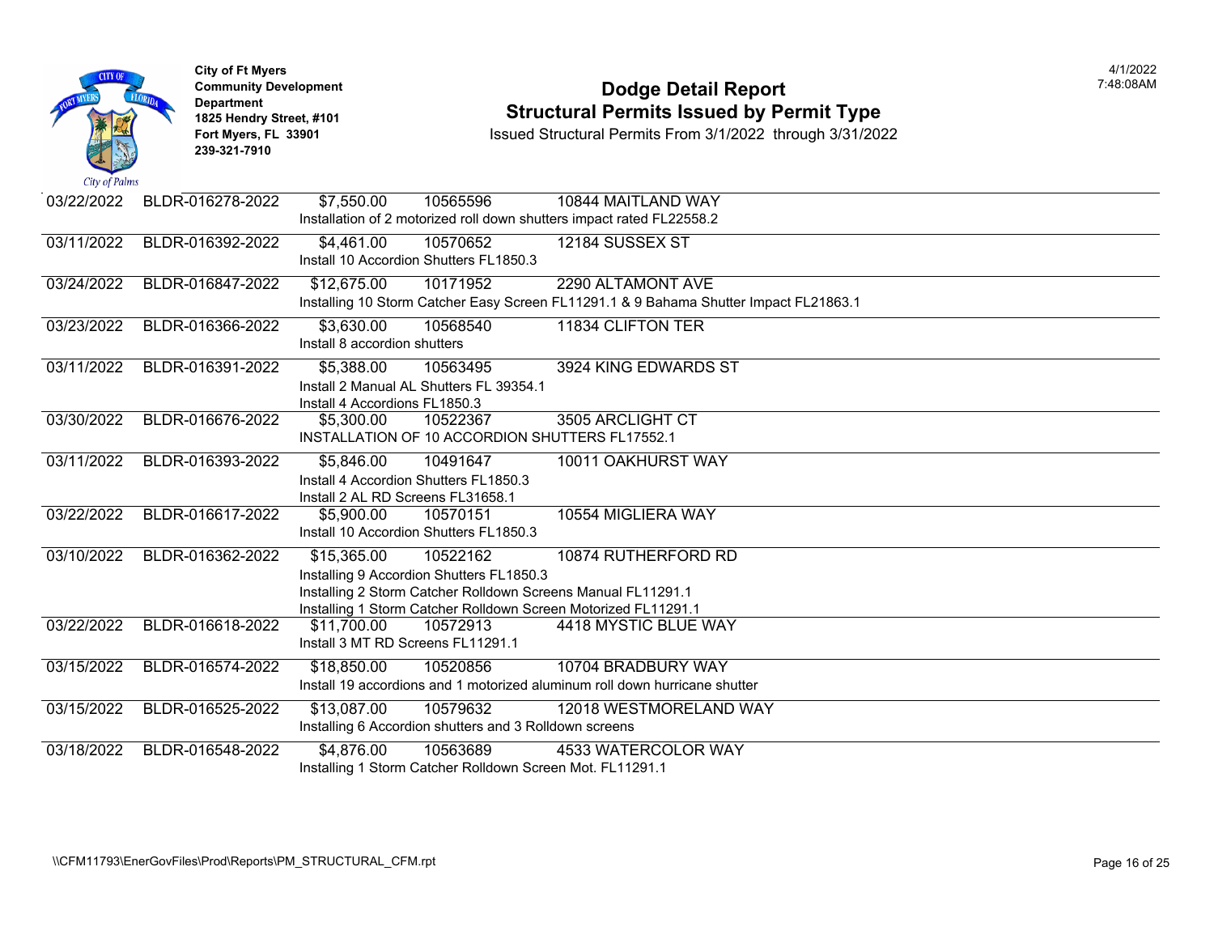City of Ft Myers
Community Development Department
1825 Hendry Street, #101
Fort Myers, FL 33901
239-321-7910

# Dodge Detail Report
## Structural Permits Issued by Permit Type

Issued Structural Permits From 3/1/2022 through 3/31/2022

4/1/2022
7:48:08AM

| Date | Permit No. | Valuation | Parcel | Address / Description |
|---|---|---|---|---|
| 03/22/2022 | BLDR-016278-2022 | $7,550.00 | 10565596 | 10844 MAITLAND WAY<br>Installation of 2 motorized roll down shutters impact rated FL22558.2 |
| 03/11/2022 | BLDR-016392-2022 | $4,461.00 | 10570652 | 12184 SUSSEX ST<br>Install 10 Accordion Shutters FL1850.3 |
| 03/24/2022 | BLDR-016847-2022 | $12,675.00 | 10171952 | 2290 ALTAMONT AVE<br>Installing 10 Storm Catcher Easy Screen FL11291.1 & 9 Bahama Shutter Impact FL21863.1 |
| 03/23/2022 | BLDR-016366-2022 | $3,630.00 | 10568540 | 11834 CLIFTON TER<br>Install 8 accordion shutters |
| 03/11/2022 | BLDR-016391-2022 | $5,388.00 | 10563495 | 3924 KING EDWARDS ST<br>Install 2 Manual AL Shutters FL 39354.1<br>Install 4 Accordions FL1850.3 |
| 03/30/2022 | BLDR-016676-2022 | $5,300.00 | 10522367 | 3505 ARCLIGHT CT<br>INSTALLATION OF 10 ACCORDION SHUTTERS FL17552.1 |
| 03/11/2022 | BLDR-016393-2022 | $5,846.00 | 10491647 | 10011 OAKHURST WAY<br>Install 4 Accordion Shutters FL1850.3<br>Install 2 AL RD Screens FL31658.1 |
| 03/22/2022 | BLDR-016617-2022 | $5,900.00 | 10570151 | 10554 MIGLIERA WAY<br>Install 10 Accordion Shutters FL1850.3 |
| 03/10/2022 | BLDR-016362-2022 | $15,365.00 | 10522162 | 10874 RUTHERFORD RD<br>Installing 9 Accordion Shutters FL1850.3<br>Installing 2 Storm Catcher Rolldown Screens Manual FL11291.1<br>Installing 1 Storm Catcher Rolldown Screen Motorized FL11291.1 |
| 03/22/2022 | BLDR-016618-2022 | $11,700.00 | 10572913 | 4418 MYSTIC BLUE WAY<br>Install 3 MT RD Screens FL11291.1 |
| 03/15/2022 | BLDR-016574-2022 | $18,850.00 | 10520856 | 10704 BRADBURY WAY<br>Install 19 accordions and 1 motorized aluminum roll down hurricane shutter |
| 03/15/2022 | BLDR-016525-2022 | $13,087.00 | 10579632 | 12018 WESTMORELAND WAY<br>Installing 6 Accordion shutters and 3 Rolldown screens |
| 03/18/2022 | BLDR-016548-2022 | $4,876.00 | 10563689 | 4533 WATERCOLOR WAY<br>Installing 1 Storm Catcher Rolldown Screen Mot. FL11291.1 |

\\CFM11793\EnerGovFiles\Prod\Reports\PM_STRUCTURAL_CFM.rpt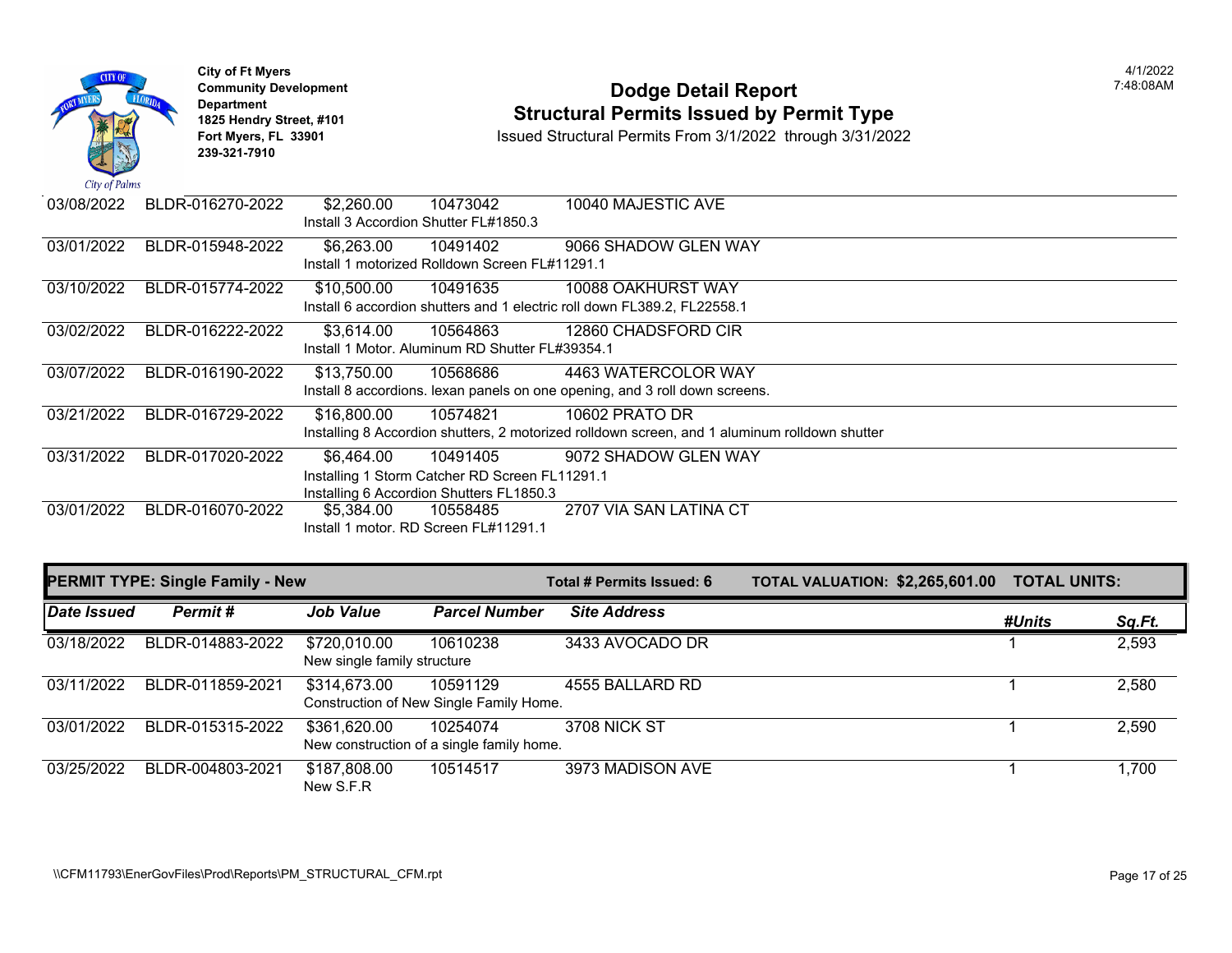City of Ft Myers
Community Development Department
1825 Hendry Street, #101
Fort Myers, FL 33901
239-321-7910

# Dodge Detail Report
## Structural Permits Issued by Permit Type

Issued Structural Permits From 3/1/2022 through 3/31/2022

4/1/2022
7:48:08AM

| Date Issued | Permit # | Job Value | Parcel Number | Site Address | #Units | Sq.Ft. |
|---|---|---|---|---|---|---|
| 03/08/2022 | BLDR-016270-2022 | $2,260.00 | 10473042 | 10040 MAJESTIC AVE | | |
| | Install 3 Accordion Shutter FL#1850.3 | | | | | |
| 03/01/2022 | BLDR-015948-2022 | $6,263.00 | 10491402 | 9066 SHADOW GLEN WAY | | |
| | Install 1 motorized Rolldown Screen FL#11291.1 | | | | | |
| 03/10/2022 | BLDR-015774-2022 | $10,500.00 | 10491635 | 10088 OAKHURST WAY | | |
| | Install 6 accordion shutters and 1 electric roll down FL389.2, FL22558.1 | | | | | |
| 03/02/2022 | BLDR-016222-2022 | $3,614.00 | 10564863 | 12860 CHADSFORD CIR | | |
| | Install 1 Motor. Aluminum RD Shutter FL#39354.1 | | | | | |
| 03/07/2022 | BLDR-016190-2022 | $13,750.00 | 10568686 | 4463 WATERCOLOR WAY | | |
| | Install 8 accordions. lexan panels on one opening, and 3 roll down screens. | | | | | |
| 03/21/2022 | BLDR-016729-2022 | $16,800.00 | 10574821 | 10602 PRATO DR | | |
| | Installing 8 Accordion shutters, 2 motorized rolldown screen, and 1 aluminum rolldown shutter | | | | | |
| 03/31/2022 | BLDR-017020-2022 | $6,464.00 | 10491405 | 9072 SHADOW GLEN WAY | | |
| | Installing 1 Storm Catcher RD Screen FL11291.1 Installing 6 Accordion Shutters FL1850.3 | | | | | |
| 03/01/2022 | BLDR-016070-2022 | $5,384.00 | 10558485 | 2707 VIA SAN LATINA CT | | |
| | Install 1 motor. RD Screen FL#11291.1 | | | | | |

**PERMIT TYPE: Single Family - New** | **Total # Permits Issued: 6** | **TOTAL VALUATION: $2,265,601.00** | **TOTAL UNITS:**

| Date Issued | Permit # | Job Value | Parcel Number | Site Address | #Units | Sq.Ft. |
|---|---|---|---|---|---|---|
| 03/18/2022 | BLDR-014883-2022 | $720,010.00 | 10610238 | 3433 AVOCADO DR | 1 | 2,593 |
| | New single family structure | | | | | |
| 03/11/2022 | BLDR-011859-2021 | $314,673.00 | 10591129 | 4555 BALLARD RD | 1 | 2,580 |
| | Construction of New Single Family Home. | | | | | |
| 03/01/2022 | BLDR-015315-2022 | $361,620.00 | 10254074 | 3708 NICK ST | 1 | 2,590 |
| | New construction of a single family home. | | | | | |
| 03/25/2022 | BLDR-004803-2021 | $187,808.00 | 10514517 | 3973 MADISON AVE | 1 | 1,700 |
| | New S.F.R | | | | | |

\\CFM11793\EnerGovFiles\Prod\Reports\PM_STRUCTURAL_CFM.rpt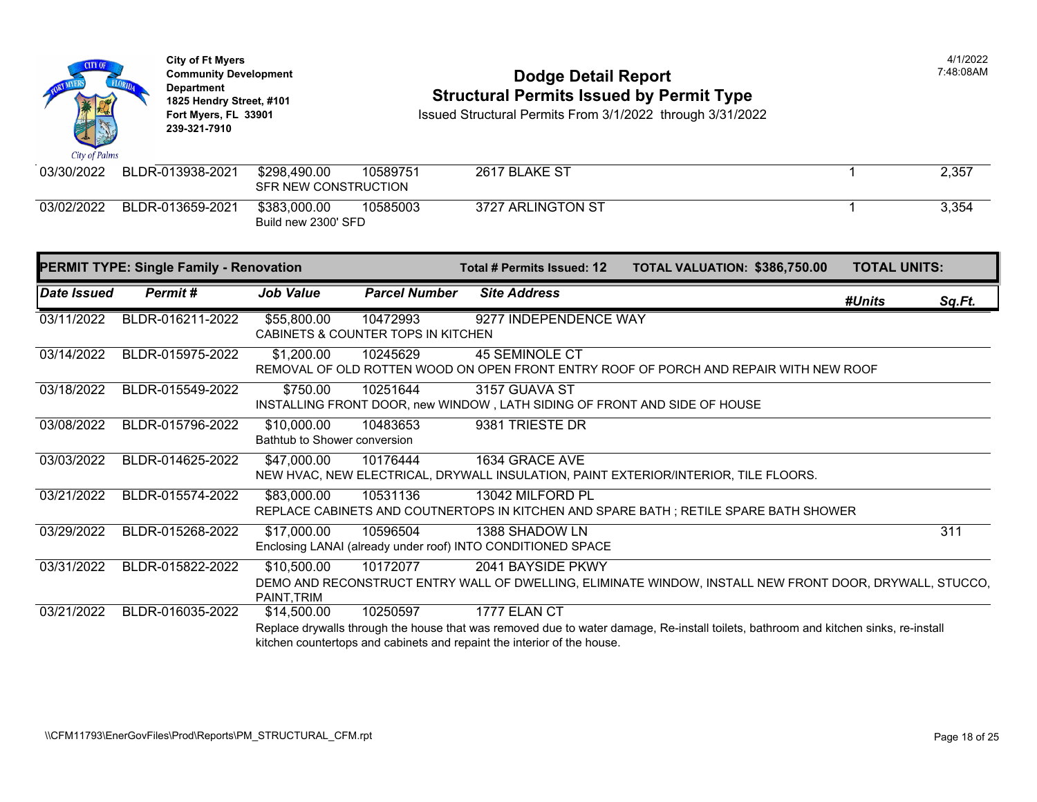**City of Ft Myers**
**Community Development Department**
**1825 Hendry Street, #101**
**Fort Myers, FL 33901**
**239-321-7910**

# Dodge Detail Report
## Structural Permits Issued by Permit Type

Issued Structural Permits From 3/1/2022 through 3/31/2022

4/1/2022
7:48:08AM

| Date Issued | Permit # | Job Value | Parcel Number | Site Address | #Units | Sq.Ft. |
|---|---|---|---|---|---|---|
| 03/30/2022 | BLDR-013938-2021 | $298,490.00 | 10589751 | 2617 BLAKE ST | 1 | 2,357 |
| | | SFR NEW CONSTRUCTION | | | | |
| 03/02/2022 | BLDR-013659-2021 | $383,000.00 | 10585003 | 3727 ARLINGTON ST | 1 | 3,354 |
| | | Build new 2300' SFD | | | | |

**PERMIT TYPE: Single Family - Renovation** — **Total # Permits Issued: 12** — **TOTAL VALUATION: $386,750.00** — **TOTAL UNITS:**

| Date Issued | Permit # | Job Value | Parcel Number | Site Address | #Units | Sq.Ft. |
|---|---|---|---|---|---|---|
| 03/11/2022 | BLDR-016211-2022 | $55,800.00 | 10472993 | 9277 INDEPENDENCE WAY | | |
| | | CABINETS & COUNTER TOPS IN KITCHEN | | | | |
| 03/14/2022 | BLDR-015975-2022 | $1,200.00 | 10245629 | 45 SEMINOLE CT | | |
| | | REMOVAL OF OLD ROTTEN WOOD ON OPEN FRONT ENTRY ROOF OF PORCH AND REPAIR WITH NEW ROOF | | | | |
| 03/18/2022 | BLDR-015549-2022 | $750.00 | 10251644 | 3157 GUAVA ST | | |
| | | INSTALLING FRONT DOOR, new WINDOW , LATH SIDING OF FRONT AND SIDE OF HOUSE | | | | |
| 03/08/2022 | BLDR-015796-2022 | $10,000.00 | 10483653 | 9381 TRIESTE DR | | |
| | | Bathtub to Shower conversion | | | | |
| 03/03/2022 | BLDR-014625-2022 | $47,000.00 | 10176444 | 1634 GRACE AVE | | |
| | | NEW HVAC, NEW ELECTRICAL, DRYWALL INSULATION, PAINT EXTERIOR/INTERIOR, TILE FLOORS. | | | | |
| 03/21/2022 | BLDR-015574-2022 | $83,000.00 | 10531136 | 13042 MILFORD PL | | |
| | | REPLACE CABINETS AND COUTNERTOPS IN KITCHEN AND SPARE BATH ; RETILE SPARE BATH SHOWER | | | | |
| 03/29/2022 | BLDR-015268-2022 | $17,000.00 | 10596504 | 1388 SHADOW LN | | 311 |
| | | Enclosing LANAI (already under roof) INTO CONDITIONED SPACE | | | | |
| 03/31/2022 | BLDR-015822-2022 | $10,500.00 | 10172077 | 2041 BAYSIDE PKWY | | |
| | | DEMO AND RECONSTRUCT ENTRY WALL OF DWELLING, ELIMINATE WINDOW, INSTALL NEW FRONT DOOR, DRYWALL, STUCCO, PAINT,TRIM | | | | |
| 03/21/2022 | BLDR-016035-2022 | $14,500.00 | 10250597 | 1777 ELAN CT | | |
| | | Replace drywalls through the house that was removed due to water damage, Re-install toilets, bathroom and kitchen sinks, re-install kitchen countertops and cabinets and repaint the interior of the house. | | | | |

\\CFM11793\EnerGovFiles\Prod\Reports\PM_STRUCTURAL_CFM.rpt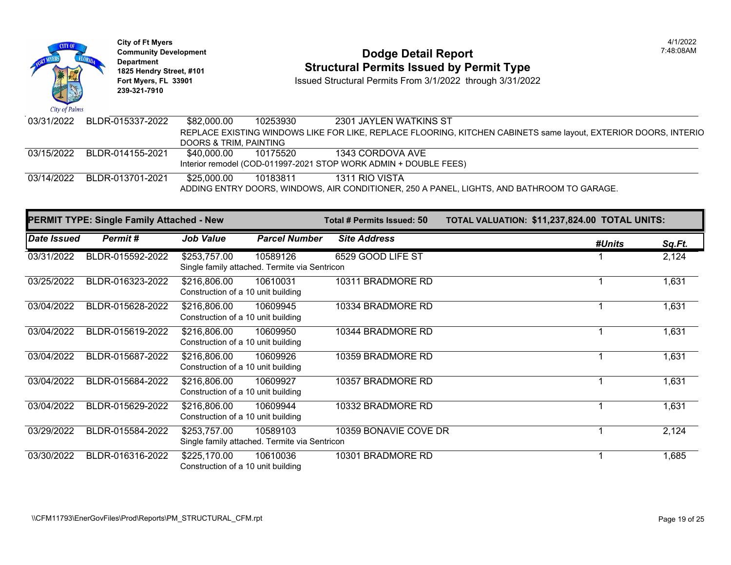City of Ft Myers
Community Development Department
1825 Hendry Street, #101
Fort Myers, FL 33901
239-321-7910

# Dodge Detail Report
## Structural Permits Issued by Permit Type

Issued Structural Permits From 3/1/2022 through 3/31/2022

4/1/2022
7:48:08AM

| Date Issued | Permit # | Job Value | Parcel Number | Site Address |
|---|---|---|---|---|
| 03/31/2022 | BLDR-015337-2022 | $82,000.00 | 10253930 | 2301 JAYLEN WATKINS ST |
| | | REPLACE EXISTING WINDOWS LIKE FOR LIKE, REPLACE FLOORING, KITCHEN CABINETS same layout, EXTERIOR DOORS, INTERIO DOORS & TRIM, PAINTING | | |
| 03/15/2022 | BLDR-014155-2021 | $40,000.00 | 10175520 | 1343 CORDOVA AVE |
| | | Interior remodel (COD-011997-2021 STOP WORK ADMIN + DOUBLE FEES) | | |
| 03/14/2022 | BLDR-013701-2021 | $25,000.00 | 10183811 | 1311 RIO VISTA |
| | | ADDING ENTRY DOORS, WINDOWS, AIR CONDITIONER, 250 A PANEL, LIGHTS, AND BATHROOM TO GARAGE. | | |

**PERMIT TYPE: Single Family Attached - New** | **Total # Permits Issued: 50** | **TOTAL VALUATION: $11,237,824.00 TOTAL UNITS:**

| Date Issued | Permit # | Job Value | Parcel Number | Site Address | #Units | Sq.Ft. |
|---|---|---|---|---|---|---|
| 03/31/2022 | BLDR-015592-2022 | $253,757.00 | 10589126 | 6529 GOOD LIFE ST | 1 | 2,124 |
| | | Single family attached. Termite via Sentricon | | | | |
| 03/25/2022 | BLDR-016323-2022 | $216,806.00 | 10610031 | 10311 BRADMORE RD | 1 | 1,631 |
| | | Construction of a 10 unit building | | | | |
| 03/04/2022 | BLDR-015628-2022 | $216,806.00 | 10609945 | 10334 BRADMORE RD | 1 | 1,631 |
| | | Construction of a 10 unit building | | | | |
| 03/04/2022 | BLDR-015619-2022 | $216,806.00 | 10609950 | 10344 BRADMORE RD | 1 | 1,631 |
| | | Construction of a 10 unit building | | | | |
| 03/04/2022 | BLDR-015687-2022 | $216,806.00 | 10609926 | 10359 BRADMORE RD | 1 | 1,631 |
| | | Construction of a 10 unit building | | | | |
| 03/04/2022 | BLDR-015684-2022 | $216,806.00 | 10609927 | 10357 BRADMORE RD | 1 | 1,631 |
| | | Construction of a 10 unit building | | | | |
| 03/04/2022 | BLDR-015629-2022 | $216,806.00 | 10609944 | 10332 BRADMORE RD | 1 | 1,631 |
| | | Construction of a 10 unit building | | | | |
| 03/29/2022 | BLDR-015584-2022 | $253,757.00 | 10589103 | 10359 BONAVIE COVE DR | 1 | 2,124 |
| | | Single family attached. Termite via Sentricon | | | | |
| 03/30/2022 | BLDR-016316-2022 | $225,170.00 | 10610036 | 10301 BRADMORE RD | 1 | 1,685 |
| | | Construction of a 10 unit building | | | | |

\\CFM11793\EnerGovFiles\Prod\Reports\PM_STRUCTURAL_CFM.rpt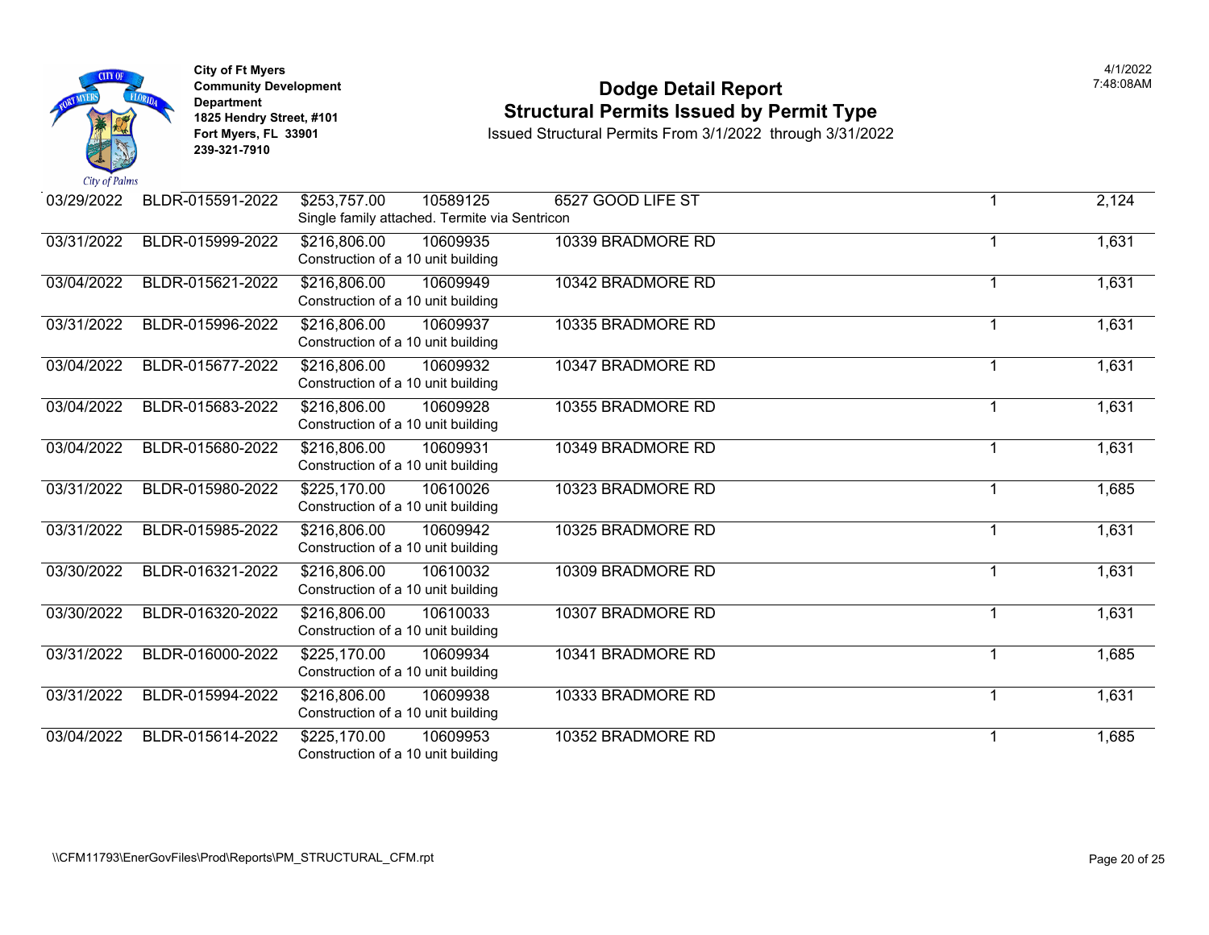City of Ft Myers
Community Development Department
1825 Hendry Street, #101
Fort Myers, FL 33901
239-321-7910

# Dodge Detail Report
## Structural Permits Issued by Permit Type
Issued Structural Permits From 3/1/2022 through 3/31/2022

4/1/2022
7:48:08AM

| Date | Permit Number | Valuation | Parcel | Address | Units | Sq Ft |
|---|---|---|---|---|---|---|
| 03/29/2022 | BLDR-015591-2022 | $253,757.00 | 10589125 | 6527 GOOD LIFE ST | 1 | 2,124 |
| | | Single family attached. Termite via Sentricon | | | | |
| 03/31/2022 | BLDR-015999-2022 | $216,806.00 | 10609935 | 10339 BRADMORE RD | 1 | 1,631 |
| | | Construction of a 10 unit building | | | | |
| 03/04/2022 | BLDR-015621-2022 | $216,806.00 | 10609949 | 10342 BRADMORE RD | 1 | 1,631 |
| | | Construction of a 10 unit building | | | | |
| 03/31/2022 | BLDR-015996-2022 | $216,806.00 | 10609937 | 10335 BRADMORE RD | 1 | 1,631 |
| | | Construction of a 10 unit building | | | | |
| 03/04/2022 | BLDR-015677-2022 | $216,806.00 | 10609932 | 10347 BRADMORE RD | 1 | 1,631 |
| | | Construction of a 10 unit building | | | | |
| 03/04/2022 | BLDR-015683-2022 | $216,806.00 | 10609928 | 10355 BRADMORE RD | 1 | 1,631 |
| | | Construction of a 10 unit building | | | | |
| 03/04/2022 | BLDR-015680-2022 | $216,806.00 | 10609931 | 10349 BRADMORE RD | 1 | 1,631 |
| | | Construction of a 10 unit building | | | | |
| 03/31/2022 | BLDR-015980-2022 | $225,170.00 | 10610026 | 10323 BRADMORE RD | 1 | 1,685 |
| | | Construction of a 10 unit building | | | | |
| 03/31/2022 | BLDR-015985-2022 | $216,806.00 | 10609942 | 10325 BRADMORE RD | 1 | 1,631 |
| | | Construction of a 10 unit building | | | | |
| 03/30/2022 | BLDR-016321-2022 | $216,806.00 | 10610032 | 10309 BRADMORE RD | 1 | 1,631 |
| | | Construction of a 10 unit building | | | | |
| 03/30/2022 | BLDR-016320-2022 | $216,806.00 | 10610033 | 10307 BRADMORE RD | 1 | 1,631 |
| | | Construction of a 10 unit building | | | | |
| 03/31/2022 | BLDR-016000-2022 | $225,170.00 | 10609934 | 10341 BRADMORE RD | 1 | 1,685 |
| | | Construction of a 10 unit building | | | | |
| 03/31/2022 | BLDR-015994-2022 | $216,806.00 | 10609938 | 10333 BRADMORE RD | 1 | 1,631 |
| | | Construction of a 10 unit building | | | | |
| 03/04/2022 | BLDR-015614-2022 | $225,170.00 | 10609953 | 10352 BRADMORE RD | 1 | 1,685 |
| | | Construction of a 10 unit building | | | | |

\\CFM11793\EnerGovFiles\Prod\Reports\PM_STRUCTURAL_CFM.rpt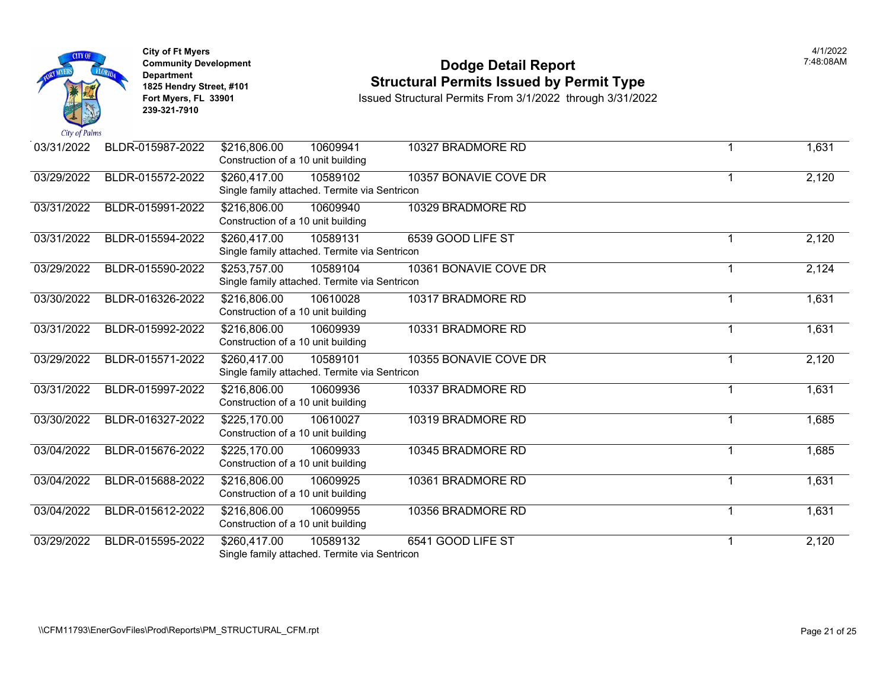City of Ft Myers
Community Development Department
1825 Hendry Street, #101
Fort Myers, FL 33901
239-321-7910

# Dodge Detail Report
## Structural Permits Issued by Permit Type

Issued Structural Permits From 3/1/2022 through 3/31/2022

4/1/2022
7:48:08AM

| Issued Date | Permit Number | Valuation | Parcel | Address | Units | Sq Ft |
|---|---|---|---|---|---|---|
| 03/31/2022 | BLDR-015987-2022 | $216,806.00 Construction of a 10 unit building | 10609941 | 10327 BRADMORE RD | 1 | 1,631 |
| 03/29/2022 | BLDR-015572-2022 | $260,417.00 Single family attached. Termite via Sentricon | 10589102 | 10357 BONAVIE COVE DR | 1 | 2,120 |
| 03/31/2022 | BLDR-015991-2022 | $216,806.00 Construction of a 10 unit building | 10609940 | 10329 BRADMORE RD | | |
| 03/31/2022 | BLDR-015594-2022 | $260,417.00 Single family attached. Termite via Sentricon | 10589131 | 6539 GOOD LIFE ST | 1 | 2,120 |
| 03/29/2022 | BLDR-015590-2022 | $253,757.00 Single family attached. Termite via Sentricon | 10589104 | 10361 BONAVIE COVE DR | 1 | 2,124 |
| 03/30/2022 | BLDR-016326-2022 | $216,806.00 Construction of a 10 unit building | 10610028 | 10317 BRADMORE RD | 1 | 1,631 |
| 03/31/2022 | BLDR-015992-2022 | $216,806.00 Construction of a 10 unit building | 10609939 | 10331 BRADMORE RD | 1 | 1,631 |
| 03/29/2022 | BLDR-015571-2022 | $260,417.00 Single family attached. Termite via Sentricon | 10589101 | 10355 BONAVIE COVE DR | 1 | 2,120 |
| 03/31/2022 | BLDR-015997-2022 | $216,806.00 Construction of a 10 unit building | 10609936 | 10337 BRADMORE RD | 1 | 1,631 |
| 03/30/2022 | BLDR-016327-2022 | $225,170.00 Construction of a 10 unit building | 10610027 | 10319 BRADMORE RD | 1 | 1,685 |
| 03/04/2022 | BLDR-015676-2022 | $225,170.00 Construction of a 10 unit building | 10609933 | 10345 BRADMORE RD | 1 | 1,685 |
| 03/04/2022 | BLDR-015688-2022 | $216,806.00 Construction of a 10 unit building | 10609925 | 10361 BRADMORE RD | 1 | 1,631 |
| 03/04/2022 | BLDR-015612-2022 | $216,806.00 Construction of a 10 unit building | 10609955 | 10356 BRADMORE RD | 1 | 1,631 |
| 03/29/2022 | BLDR-015595-2022 | $260,417.00 Single family attached. Termite via Sentricon | 10589132 | 6541 GOOD LIFE ST | 1 | 2,120 |

\\CFM11793\EnerGovFiles\Prod\Reports\PM_STRUCTURAL_CFM.rpt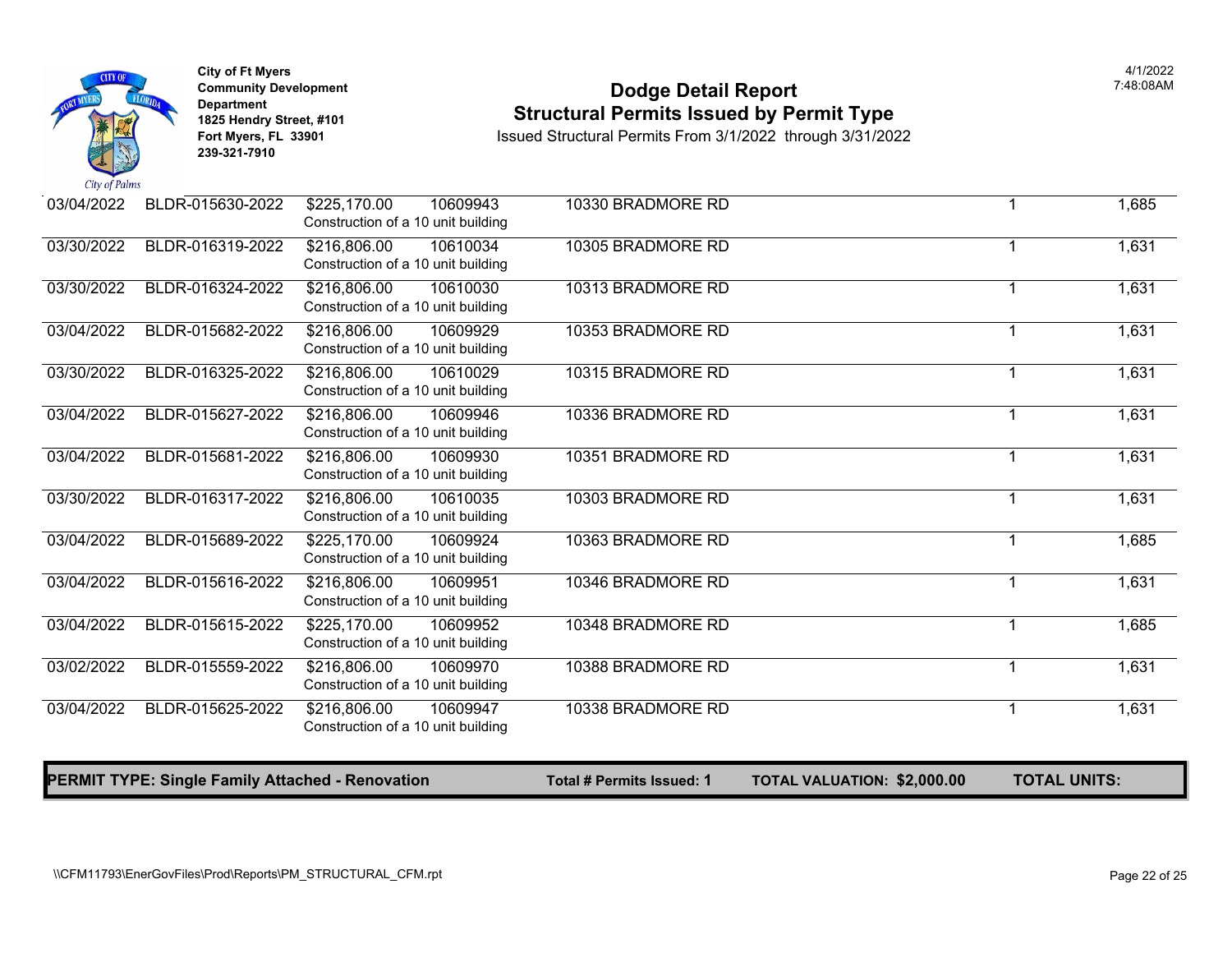| Date | Permit # | Valuation | Parcel | Description | Address | Units | Sq Ft |
|---|---|---|---|---|---|---|---|
| 03/04/2022 | BLDR-015630-2022 | $225,170.00 | 10609943 | Construction of a 10 unit building | 10330 BRADMORE RD | 1 | 1,685 |
| 03/30/2022 | BLDR-016319-2022 | $216,806.00 | 10610034 | Construction of a 10 unit building | 10305 BRADMORE RD | 1 | 1,631 |
| 03/30/2022 | BLDR-016324-2022 | $216,806.00 | 10610030 | Construction of a 10 unit building | 10313 BRADMORE RD | 1 | 1,631 |
| 03/04/2022 | BLDR-015682-2022 | $216,806.00 | 10609929 | Construction of a 10 unit building | 10353 BRADMORE RD | 1 | 1,631 |
| 03/30/2022 | BLDR-016325-2022 | $216,806.00 | 10610029 | Construction of a 10 unit building | 10315 BRADMORE RD | 1 | 1,631 |
| 03/04/2022 | BLDR-015627-2022 | $216,806.00 | 10609946 | Construction of a 10 unit building | 10336 BRADMORE RD | 1 | 1,631 |
| 03/04/2022 | BLDR-015681-2022 | $216,806.00 | 10609930 | Construction of a 10 unit building | 10351 BRADMORE RD | 1 | 1,631 |
| 03/30/2022 | BLDR-016317-2022 | $216,806.00 | 10610035 | Construction of a 10 unit building | 10303 BRADMORE RD | 1 | 1,631 |
| 03/04/2022 | BLDR-015689-2022 | $225,170.00 | 10609924 | Construction of a 10 unit building | 10363 BRADMORE RD | 1 | 1,685 |
| 03/04/2022 | BLDR-015616-2022 | $216,806.00 | 10609951 | Construction of a 10 unit building | 10346 BRADMORE RD | 1 | 1,631 |
| 03/04/2022 | BLDR-015615-2022 | $225,170.00 | 10609952 | Construction of a 10 unit building | 10348 BRADMORE RD | 1 | 1,685 |
| 03/02/2022 | BLDR-015559-2022 | $216,806.00 | 10609970 | Construction of a 10 unit building | 10388 BRADMORE RD | 1 | 1,631 |
| 03/04/2022 | BLDR-015625-2022 | $216,806.00 | 10609947 | Construction of a 10 unit building | 10338 BRADMORE RD | 1 | 1,631 |

**PERMIT TYPE: Single Family Attached - Renovation** | **Total # Permits Issued: 1** | **TOTAL VALUATION: $2,000.00** | **TOTAL UNITS:**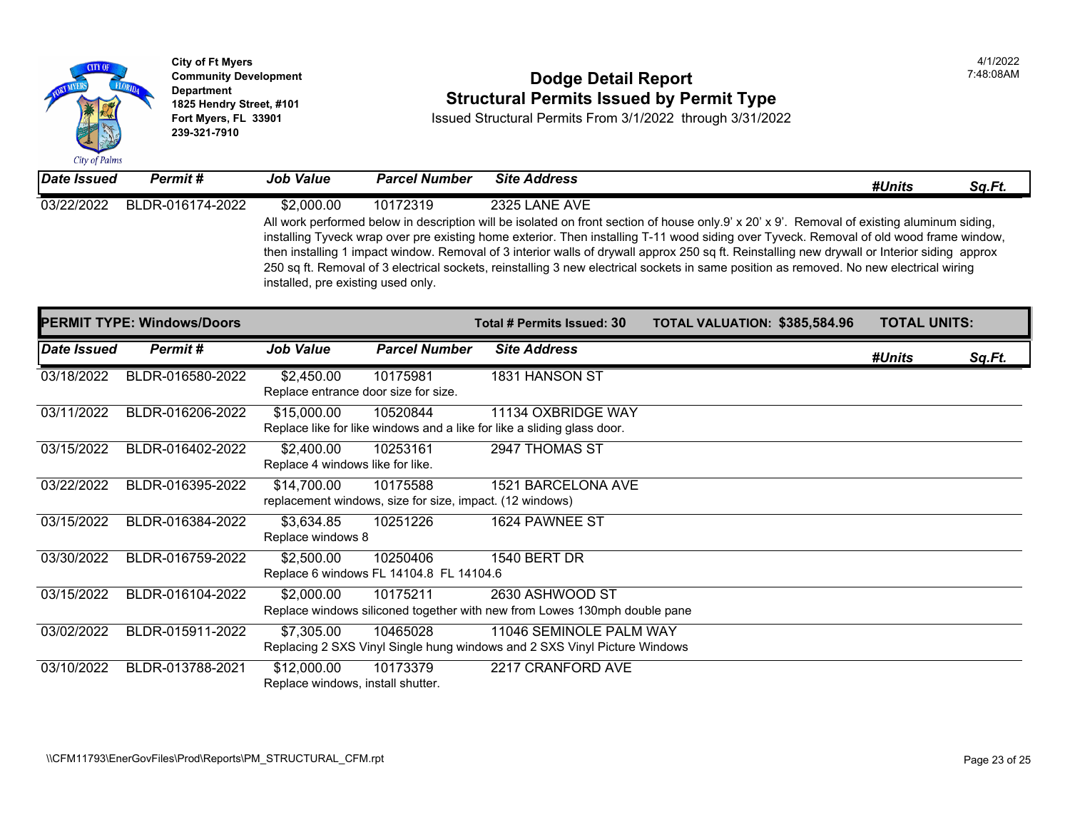# Dodge Detail Report

## Structural Permits Issued by Permit Type

Issued Structural Permits From 3/1/2022 through 3/31/2022

City of Ft Myers
Community Development Department
1825 Hendry Street, #101
Fort Myers, FL 33901
239-321-7910

4/1/2022
7:48:08AM

| Date Issued | Permit # | Job Value | Parcel Number | Site Address | #Units | Sq.Ft. |
|---|---|---|---|---|---|---|
| 03/22/2022 | BLDR-016174-2022 | $2,000.00 | 10172319 | 2325 LANE AVE | | |
| | | All work performed below in description will be isolated on front section of house only.9' x 20' x 9'. Removal of existing aluminum siding, installing Tyveck wrap over pre existing home exterior. Then installing T-11 wood siding over Tyveck. Removal of old wood frame window, then installing 1 impact window. Removal of 3 interior walls of drywall approx 250 sq ft. Reinstalling new drywall or Interior siding approx 250 sq ft. Removal of 3 electrical sockets, reinstalling 3 new electrical sockets in same position as removed. No new electrical wiring installed, pre existing used only. | | | | |

**PERMIT TYPE: Windows/Doors** — Total # Permits Issued: 30 — TOTAL VALUATION: $385,584.96 — TOTAL UNITS:

| Date Issued | Permit # | Job Value | Parcel Number | Site Address | #Units | Sq.Ft. |
|---|---|---|---|---|---|---|
| 03/18/2022 | BLDR-016580-2022 | $2,450.00 | 10175981 | 1831 HANSON ST | | |
| | | Replace entrance door size for size. | | | | |
| 03/11/2022 | BLDR-016206-2022 | $15,000.00 | 10520844 | 11134 OXBRIDGE WAY | | |
| | | Replace like for like windows and a like for like a sliding glass door. | | | | |
| 03/15/2022 | BLDR-016402-2022 | $2,400.00 | 10253161 | 2947 THOMAS ST | | |
| | | Replace 4 windows like for like. | | | | |
| 03/22/2022 | BLDR-016395-2022 | $14,700.00 | 10175588 | 1521 BARCELONA AVE | | |
| | | replacement windows, size for size, impact. (12 windows) | | | | |
| 03/15/2022 | BLDR-016384-2022 | $3,634.85 | 10251226 | 1624 PAWNEE ST | | |
| | | Replace windows 8 | | | | |
| 03/30/2022 | BLDR-016759-2022 | $2,500.00 | 10250406 | 1540 BERT DR | | |
| | | Replace 6 windows FL 14104.8 FL 14104.6 | | | | |
| 03/15/2022 | BLDR-016104-2022 | $2,000.00 | 10175211 | 2630 ASHWOOD ST | | |
| | | Replace windows siliconed together with new from Lowes 130mph double pane | | | | |
| 03/02/2022 | BLDR-015911-2022 | $7,305.00 | 10465028 | 11046 SEMINOLE PALM WAY | | |
| | | Replacing 2 SXS Vinyl Single hung windows and 2 SXS Vinyl Picture Windows | | | | |
| 03/10/2022 | BLDR-013788-2021 | $12,000.00 | 10173379 | 2217 CRANFORD AVE | | |
| | | Replace windows, install shutter. | | | | |

\\CFM11793\EnerGovFiles\Prod\Reports\PM_STRUCTURAL_CFM.rpt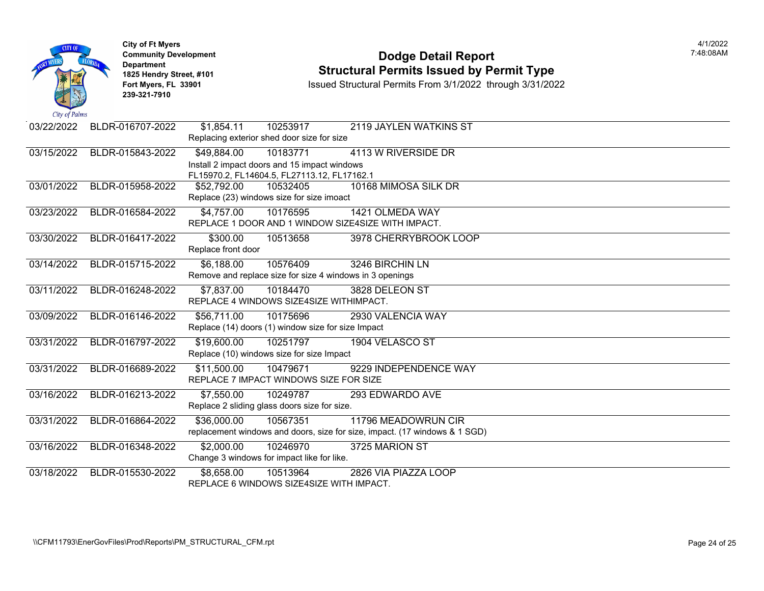**City of Ft Myers**
**Community Development Department**
**1825 Hendry Street, #101**
**Fort Myers, FL 33901**
**239-321-7910**

# Dodge Detail Report
## Structural Permits Issued by Permit Type

Issued Structural Permits From 3/1/2022 through 3/31/2022

4/1/2022 7:48:08AM

| Date | Permit Number | Value | Parcel | Address / Description |
|---|---|---|---|---|
| 03/22/2022 | BLDR-016707-2022 | $1,854.11 | 10253917 | 2119 JAYLEN WATKINS ST |
| | | | | Replacing exterior shed door size for size |
| 03/15/2022 | BLDR-015843-2022 | $49,884.00 | 10183771 | 4113 W RIVERSIDE DR |
| | | | | Install 2 impact doors and 15 impact windows FL15970.2, FL14604.5, FL27113.12, FL17162.1 |
| 03/01/2022 | BLDR-015958-2022 | $52,792.00 | 10532405 | 10168 MIMOSA SILK DR |
| | | | | Replace (23) windows size for size imoact |
| 03/23/2022 | BLDR-016584-2022 | $4,757.00 | 10176595 | 1421 OLMEDA WAY |
| | | | | REPLACE 1 DOOR AND 1 WINDOW SIZE4SIZE WITH IMPACT. |
| 03/30/2022 | BLDR-016417-2022 | $300.00 | 10513658 | 3978 CHERRYBROOK LOOP |
| | | | | Replace front door |
| 03/14/2022 | BLDR-015715-2022 | $6,188.00 | 10576409 | 3246 BIRCHIN LN |
| | | | | Remove and replace size for size 4 windows in 3 openings |
| 03/11/2022 | BLDR-016248-2022 | $7,837.00 | 10184470 | 3828 DELEON ST |
| | | | | REPLACE 4 WINDOWS SIZE4SIZE WITHIMPACT. |
| 03/09/2022 | BLDR-016146-2022 | $56,711.00 | 10175696 | 2930 VALENCIA WAY |
| | | | | Replace (14) doors (1) window size for size Impact |
| 03/31/2022 | BLDR-016797-2022 | $19,600.00 | 10251797 | 1904 VELASCO ST |
| | | | | Replace (10) windows size for size Impact |
| 03/31/2022 | BLDR-016689-2022 | $11,500.00 | 10479671 | 9229 INDEPENDENCE WAY |
| | | | | REPLACE 7 IMPACT WINDOWS SIZE FOR SIZE |
| 03/16/2022 | BLDR-016213-2022 | $7,550.00 | 10249787 | 293 EDWARDO AVE |
| | | | | Replace 2 sliding glass doors size for size. |
| 03/31/2022 | BLDR-016864-2022 | $36,000.00 | 10567351 | 11796 MEADOWRUN CIR |
| | | | | replacement windows and doors, size for size, impact. (17 windows & 1 SGD) |
| 03/16/2022 | BLDR-016348-2022 | $2,000.00 | 10246970 | 3725 MARION ST |
| | | | | Change 3 windows for impact like for like. |
| 03/18/2022 | BLDR-015530-2022 | $8,658.00 | 10513964 | 2826 VIA PIAZZA LOOP |
| | | | | REPLACE 6 WINDOWS SIZE4SIZE WITH IMPACT. |

\\CFM11793\EnerGovFiles\Prod\Reports\PM_STRUCTURAL_CFM.rpt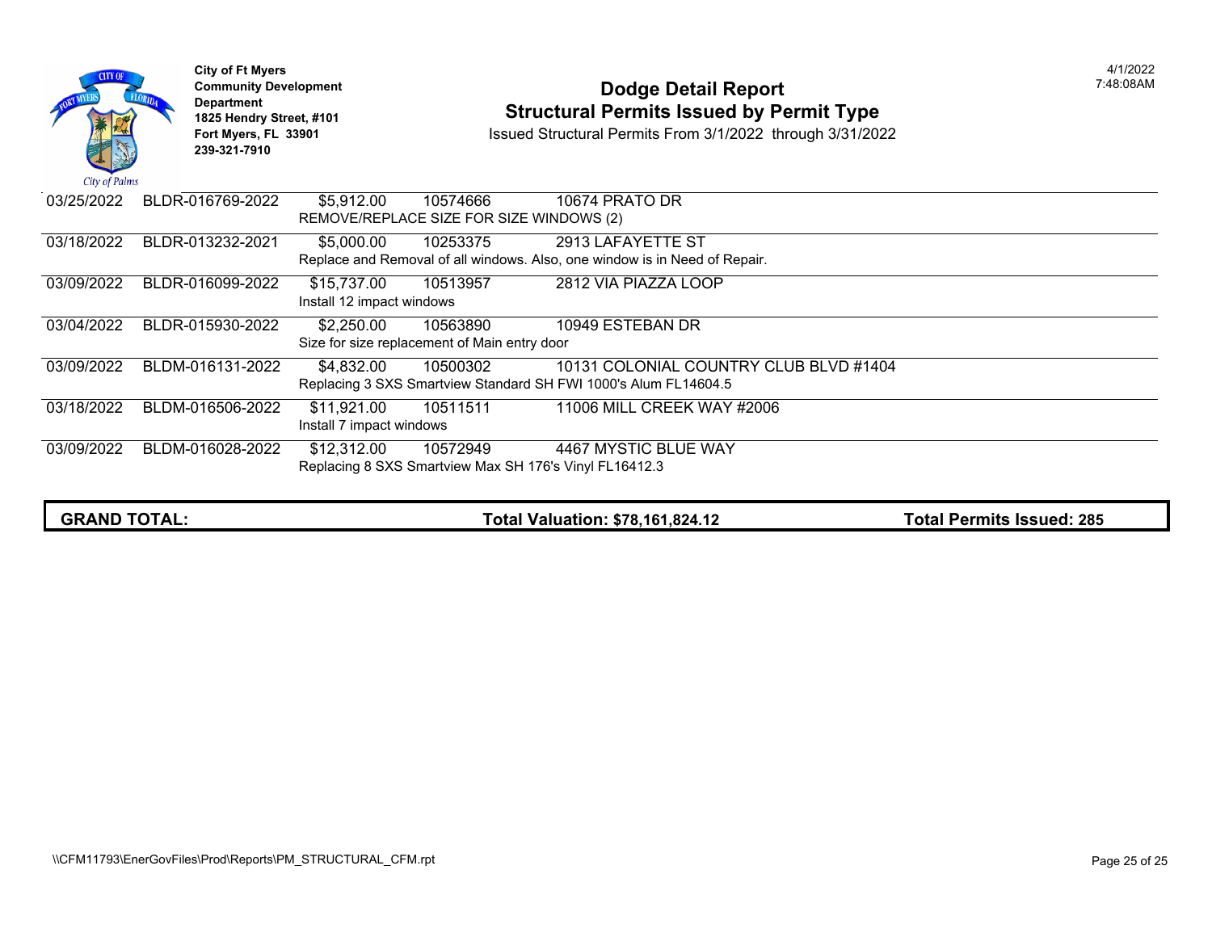City of Ft Myers
Community Development Department
1825 Hendry Street, #101
Fort Myers, FL 33901
239-321-7910

# Dodge Detail Report

## Structural Permits Issued by Permit Type

Issued Structural Permits From 3/1/2022 through 3/31/2022

| | | | | |
|---|---|---|---|---|
| 03/25/2022 | BLDR-016769-2022 | $5,912.00 | 10574666 | 10674 PRATO DR |
| | | REMOVE/REPLACE SIZE FOR SIZE WINDOWS (2) | | |
| 03/18/2022 | BLDR-013232-2021 | $5,000.00 | 10253375 | 2913 LAFAYETTE ST |
| | | Replace and Removal of all windows. Also, one window is in Need of Repair. | | |
| 03/09/2022 | BLDR-016099-2022 | $15,737.00 | 10513957 | 2812 VIA PIAZZA LOOP |
| | | Install 12 impact windows | | |
| 03/04/2022 | BLDR-015930-2022 | $2,250.00 | 10563890 | 10949 ESTEBAN DR |
| | | Size for size replacement of Main entry door | | |
| 03/09/2022 | BLDM-016131-2022 | $4,832.00 | 10500302 | 10131 COLONIAL COUNTRY CLUB BLVD #1404 |
| | | Replacing 3 SXS Smartview Standard SH FWI 1000's Alum FL14604.5 | | |
| 03/18/2022 | BLDM-016506-2022 | $11,921.00 | 10511511 | 11006 MILL CREEK WAY #2006 |
| | | Install 7 impact windows | | |
| 03/09/2022 | BLDM-016028-2022 | $12,312.00 | 10572949 | 4467 MYSTIC BLUE WAY |
| | | Replacing 8 SXS Smartview Max SH 176's Vinyl FL16412.3 | | |

**GRAND TOTAL:** **Total Valuation: $78,161,824.12** **Total Permits Issued: 285**